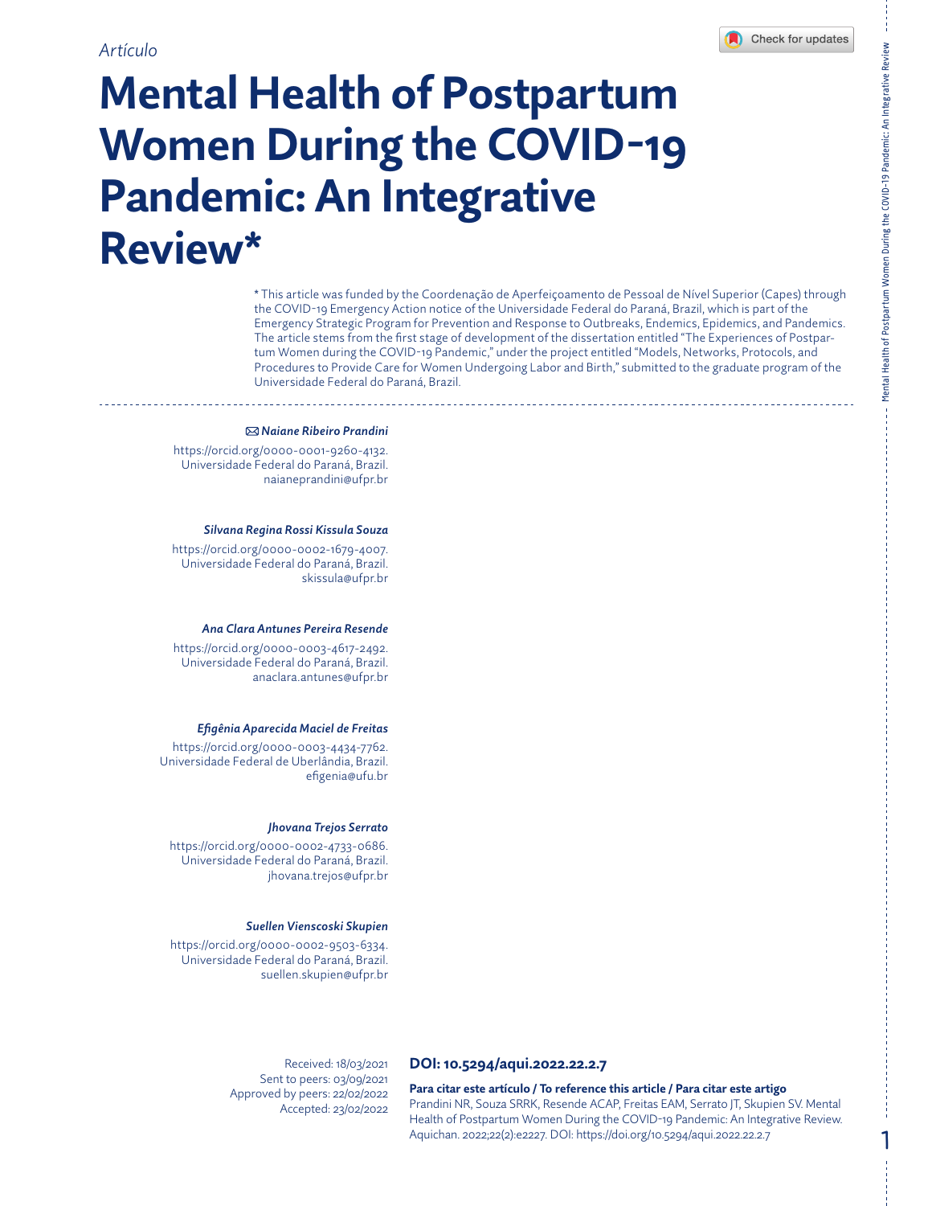*Artículo*

# Mental Health of Postpartum Women During the COVID-19 Pandemic: An Integrative Review*

* This article was funded by the Coordenação de Aperfeiçoamento de Pessoal de Nível Superior (Capes) through the COVID-19 Emergency Action notice of the Universidade Federal do Paraná, Brazil, which is part of the Emergency Strategic Program for Prevention and Response to Outbreaks, Endemics, Epidemics, and Pandemics. The article stems from the first stage of development of the dissertation entitled "The Experiences of Postpartum Women during the COVID-19 Pandemic," under the project entitled "Models, Networks, Protocols, and Procedures to Provide Care for Women Undergoing Labor and Birth," submitted to the graduate program of the Universidade Federal do Paraná, Brazil.

***Naiane Ribeiro Prandini***
https://orcid.org/0000-0001-9260-4132.
Universidade Federal do Paraná, Brazil.
naianeprandini@ufpr.br

***Silvana Regina Rossi Kissula Souza***
https://orcid.org/0000-0002-1679-4007.
Universidade Federal do Paraná, Brazil.
skissula@ufpr.br

***Ana Clara Antunes Pereira Resende***
https://orcid.org/0000-0003-4617-2492.
Universidade Federal do Paraná, Brazil.
anaclara.antunes@ufpr.br

***Efigênia Aparecida Maciel de Freitas***
https://orcid.org/0000-0003-4434-7762.
Universidade Federal de Uberlândia, Brazil.
efigenia@ufu.br

***Jhovana Trejos Serrato***
https://orcid.org/0000-0002-4733-0686.
Universidade Federal do Paraná, Brazil.
jhovana.trejos@ufpr.br

***Suellen Vienscoski Skupien***
https://orcid.org/0000-0002-9503-6334.
Universidade Federal do Paraná, Brazil.
suellen.skupien@ufpr.br

Received: 18/03/2021
Sent to peers: 03/09/2021
Approved by peers: 22/02/2022
Accepted: 23/02/2022

**DOI: 10.5294/aqui.2022.22.2.7**

**Para citar este artículo / To reference this article / Para citar este artigo**
Prandini NR, Souza SRRK, Resende ACAP, Freitas EAM, Serrato JT, Skupien SV. Mental Health of Postpartum Women During the COVID-19 Pandemic: An Integrative Review. Aquichan. 2022;22(2):e2227. DOI: https://doi.org/10.5294/aqui.2022.22.2.7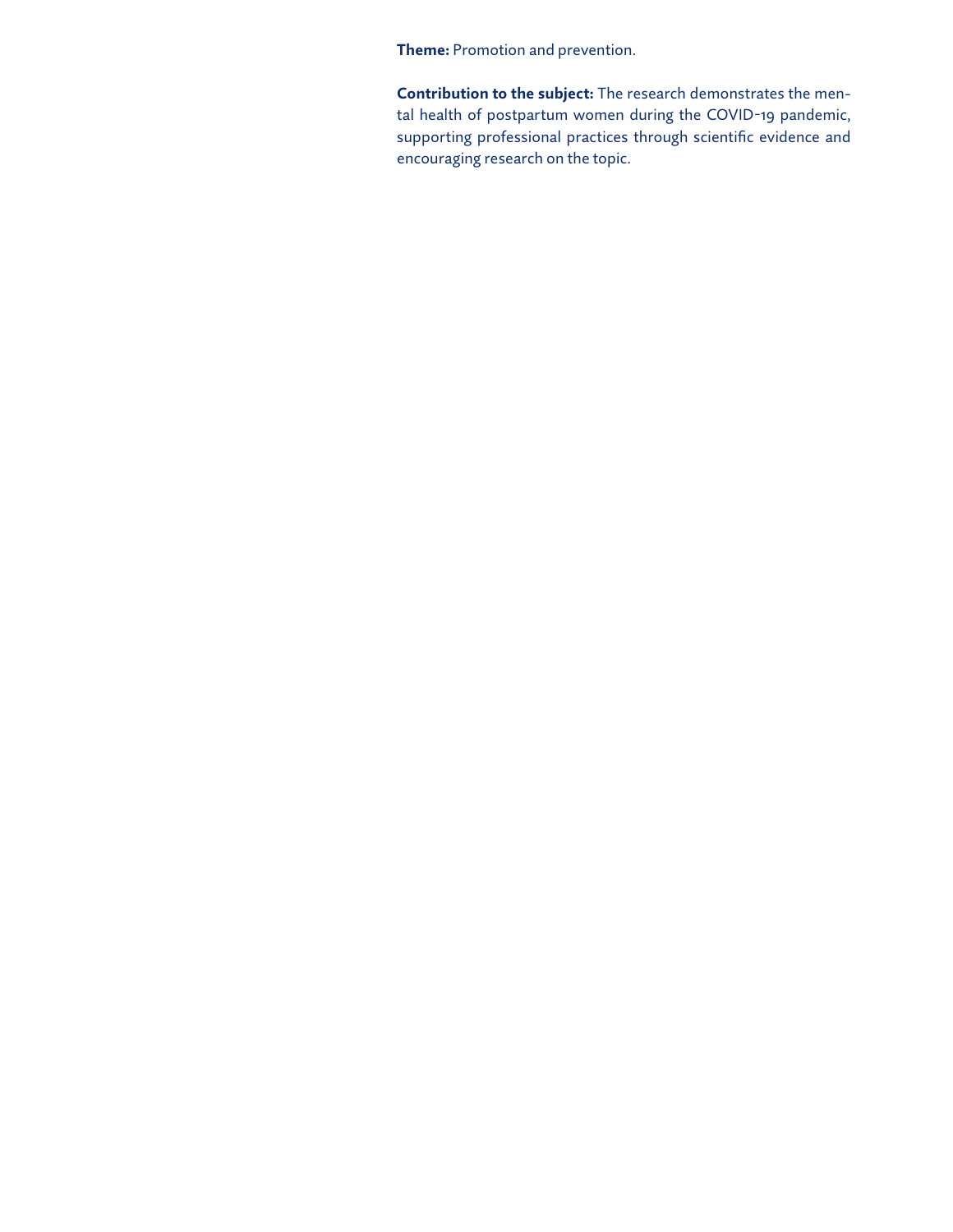**Theme:** Promotion and prevention.

**Contribution to the subject:** The research demonstrates the mental health of postpartum women during the COVID-19 pandemic, supporting professional practices through scientific evidence and encouraging research on the topic.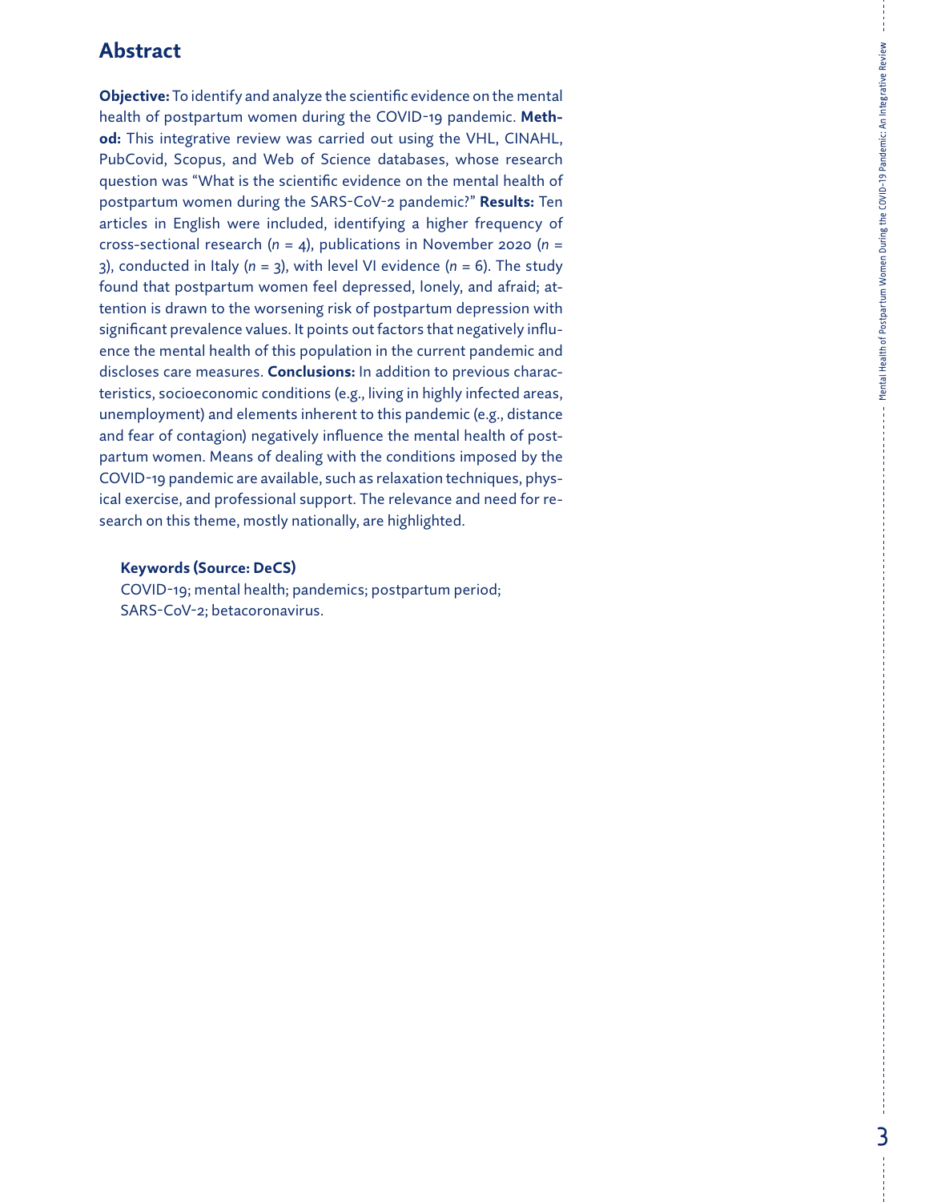## Abstract

**Objective:** To identify and analyze the scientific evidence on the mental health of postpartum women during the COVID-19 pandemic. **Method:** This integrative review was carried out using the VHL, CINAHL, PubCovid, Scopus, and Web of Science databases, whose research question was "What is the scientific evidence on the mental health of postpartum women during the SARS-CoV-2 pandemic?" **Results:** Ten articles in English were included, identifying a higher frequency of cross-sectional research (*n* = 4), publications in November 2020 (*n* = 3), conducted in Italy (*n* = 3), with level VI evidence (*n* = 6). The study found that postpartum women feel depressed, lonely, and afraid; attention is drawn to the worsening risk of postpartum depression with significant prevalence values. It points out factors that negatively influence the mental health of this population in the current pandemic and discloses care measures. **Conclusions:** In addition to previous characteristics, socioeconomic conditions (e.g., living in highly infected areas, unemployment) and elements inherent to this pandemic (e.g., distance and fear of contagion) negatively influence the mental health of postpartum women. Means of dealing with the conditions imposed by the COVID-19 pandemic are available, such as relaxation techniques, physical exercise, and professional support. The relevance and need for research on this theme, mostly nationally, are highlighted.

**Keywords (Source: DeCS)**

COVID-19; mental health; pandemics; postpartum period; SARS-CoV-2; betacoronavirus.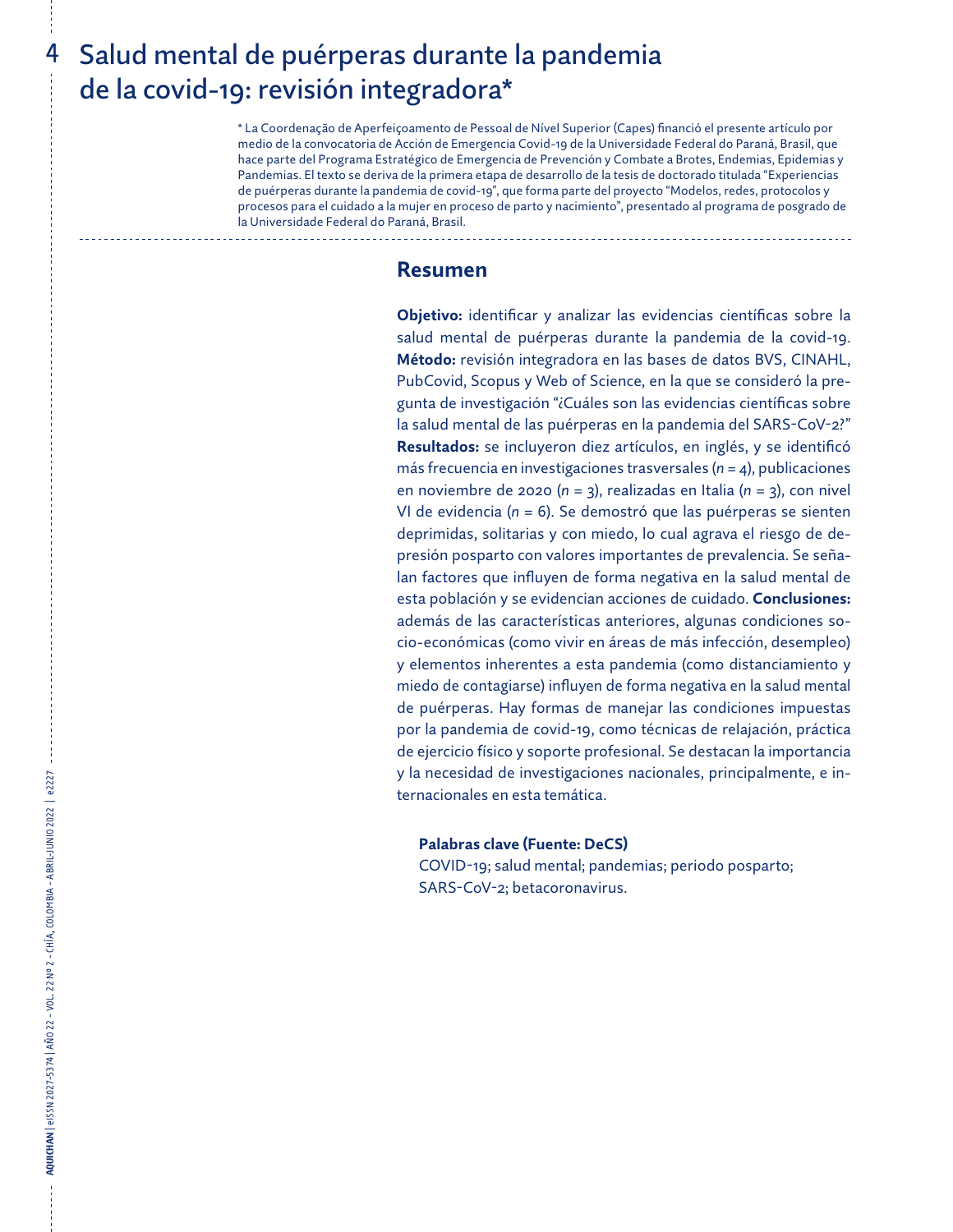# Salud mental de puérperas durante la pandemia de la covid-19: revisión integradora*

\* La Coordenação de Aperfeiçoamento de Pessoal de Nível Superior (Capes) financió el presente artículo por medio de la convocatoria de Acción de Emergencia Covid-19 de la Universidade Federal do Paraná, Brasil, que hace parte del Programa Estratégico de Emergencia de Prevención y Combate a Brotes, Endemias, Epidemias y Pandemias. El texto se deriva de la primera etapa de desarrollo de la tesis de doctorado titulada "Experiencias de puérperas durante la pandemia de covid-19", que forma parte del proyecto "Modelos, redes, protocolos y procesos para el cuidado a la mujer en proceso de parto y nacimiento", presentado al programa de posgrado de la Universidade Federal do Paraná, Brasil.

## Resumen

**Objetivo:** identificar y analizar las evidencias científicas sobre la salud mental de puérperas durante la pandemia de la covid-19. **Método:** revisión integradora en las bases de datos BVS, CINAHL, PubCovid, Scopus y Web of Science, en la que se consideró la pregunta de investigación "¿Cuáles son las evidencias científicas sobre la salud mental de las puérperas en la pandemia del SARS-CoV-2?" **Resultados:** se incluyeron diez artículos, en inglés, y se identificó más frecuencia en investigaciones trasversales (*n* = 4), publicaciones en noviembre de 2020 (*n* = 3), realizadas en Italia (*n* = 3), con nivel VI de evidencia (*n* = 6). Se demostró que las puérperas se sienten deprimidas, solitarias y con miedo, lo cual agrava el riesgo de depresión posparto con valores importantes de prevalencia. Se señalan factores que influyen de forma negativa en la salud mental de esta población y se evidencian acciones de cuidado. **Conclusiones:** además de las características anteriores, algunas condiciones socio-económicas (como vivir en áreas de más infección, desempleo) y elementos inherentes a esta pandemia (como distanciamiento y miedo de contagiarse) influyen de forma negativa en la salud mental de puérperas. Hay formas de manejar las condiciones impuestas por la pandemia de covid-19, como técnicas de relajación, práctica de ejercicio físico y soporte profesional. Se destacan la importancia y la necesidad de investigaciones nacionales, principalmente, e internacionales en esta temática.

**Palabras clave (Fuente: DeCS)**

COVID-19; salud mental; pandemias; periodo posparto; SARS-CoV-2; betacoronavirus.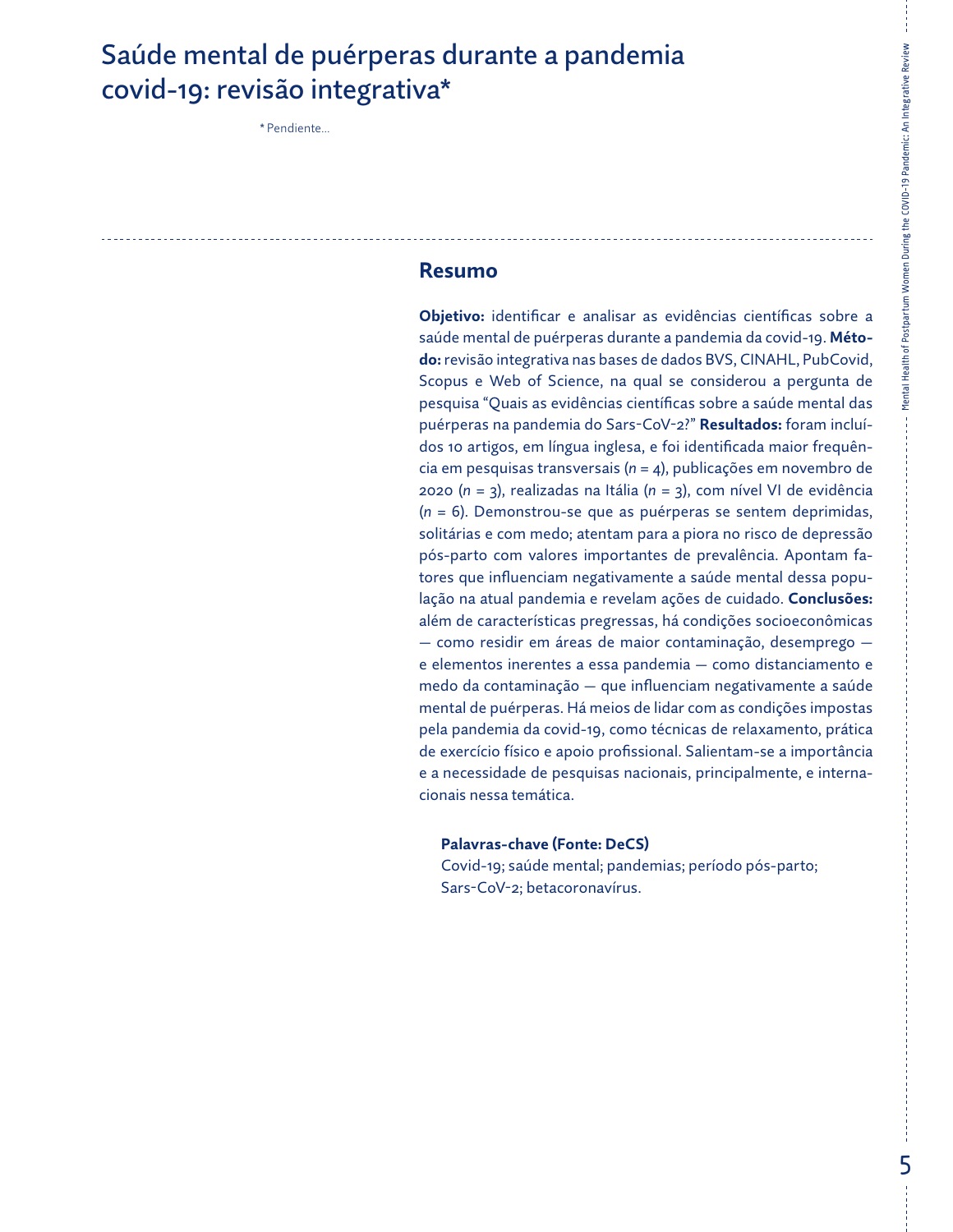# Saúde mental de puérperas durante a pandemia covid-19: revisão integrativa*

\* Pendiente...

## Resumo

**Objetivo:** identificar e analisar as evidências científicas sobre a saúde mental de puérperas durante a pandemia da covid-19. **Método:** revisão integrativa nas bases de dados BVS, CINAHL, PubCovid, Scopus e Web of Science, na qual se considerou a pergunta de pesquisa "Quais as evidências científicas sobre a saúde mental das puérperas na pandemia do Sars-CoV-2?" **Resultados:** foram incluídos 10 artigos, em língua inglesa, e foi identificada maior frequência em pesquisas transversais (*n* = 4), publicações em novembro de 2020 (*n* = 3), realizadas na Itália (*n* = 3), com nível VI de evidência (*n* = 6). Demonstrou-se que as puérperas se sentem deprimidas, solitárias e com medo; atentam para a piora no risco de depressão pós-parto com valores importantes de prevalência. Apontam fatores que influenciam negativamente a saúde mental dessa população na atual pandemia e revelam ações de cuidado. **Conclusões:** além de características pregressas, há condições socioeconômicas — como residir em áreas de maior contaminação, desemprego — e elementos inerentes a essa pandemia — como distanciamento e medo da contaminação — que influenciam negativamente a saúde mental de puérperas. Há meios de lidar com as condições impostas pela pandemia da covid-19, como técnicas de relaxamento, prática de exercício físico e apoio profissional. Salientam-se a importância e a necessidade de pesquisas nacionais, principalmente, e internacionais nessa temática.

**Palavras-chave (Fonte: DeCS)**

Covid-19; saúde mental; pandemias; período pós-parto; Sars-CoV-2; betacoronavírus.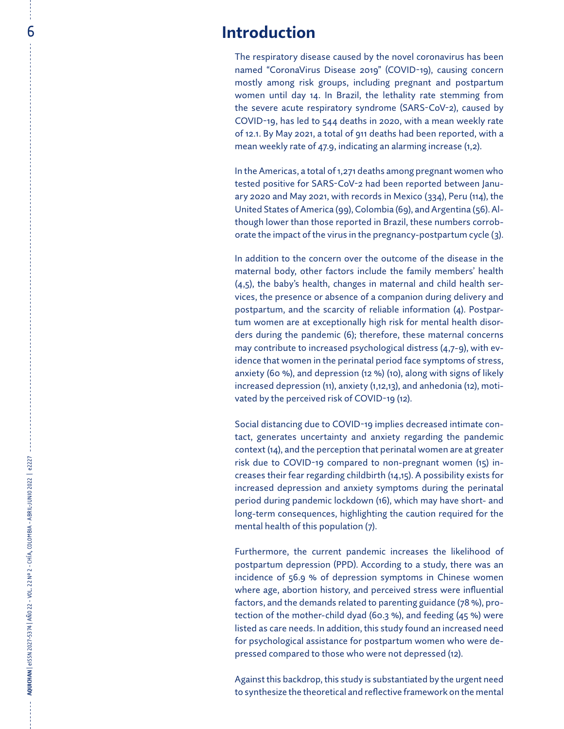## Introduction

The respiratory disease caused by the novel coronavirus has been named "CoronaVirus Disease 2019" (COVID-19), causing concern mostly among risk groups, including pregnant and postpartum women until day 14. In Brazil, the lethality rate stemming from the severe acute respiratory syndrome (SARS-CoV-2), caused by COVID-19, has led to 544 deaths in 2020, with a mean weekly rate of 12.1. By May 2021, a total of 911 deaths had been reported, with a mean weekly rate of 47.9, indicating an alarming increase (1,2).

In the Americas, a total of 1,271 deaths among pregnant women who tested positive for SARS-CoV-2 had been reported between January 2020 and May 2021, with records in Mexico (334), Peru (114), the United States of America (99), Colombia (69), and Argentina (56). Although lower than those reported in Brazil, these numbers corroborate the impact of the virus in the pregnancy-postpartum cycle (3).

In addition to the concern over the outcome of the disease in the maternal body, other factors include the family members' health (4,5), the baby's health, changes in maternal and child health services, the presence or absence of a companion during delivery and postpartum, and the scarcity of reliable information (4). Postpartum women are at exceptionally high risk for mental health disorders during the pandemic (6); therefore, these maternal concerns may contribute to increased psychological distress (4,7-9), with evidence that women in the perinatal period face symptoms of stress, anxiety (60 %), and depression (12 %) (10), along with signs of likely increased depression (11), anxiety (1,12,13), and anhedonia (12), motivated by the perceived risk of COVID-19 (12).

Social distancing due to COVID-19 implies decreased intimate contact, generates uncertainty and anxiety regarding the pandemic context (14), and the perception that perinatal women are at greater risk due to COVID-19 compared to non-pregnant women (15) increases their fear regarding childbirth (14,15). A possibility exists for increased depression and anxiety symptoms during the perinatal period during pandemic lockdown (16), which may have short- and long-term consequences, highlighting the caution required for the mental health of this population (7).

Furthermore, the current pandemic increases the likelihood of postpartum depression (PPD). According to a study, there was an incidence of 56.9 % of depression symptoms in Chinese women where age, abortion history, and perceived stress were influential factors, and the demands related to parenting guidance (78 %), protection of the mother-child dyad (60.3 %), and feeding (45 %) were listed as care needs. In addition, this study found an increased need for psychological assistance for postpartum women who were depressed compared to those who were not depressed (12).

Against this backdrop, this study is substantiated by the urgent need to synthesize the theoretical and reflective framework on the mental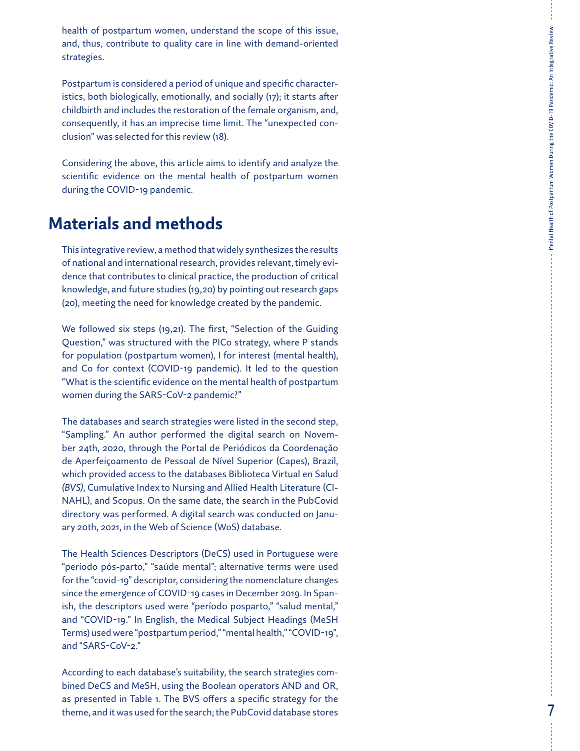health of postpartum women, understand the scope of this issue, and, thus, contribute to quality care in line with demand-oriented strategies.

Postpartum is considered a period of unique and specific characteristics, both biologically, emotionally, and socially (17); it starts after childbirth and includes the restoration of the female organism, and, consequently, it has an imprecise time limit. The "unexpected conclusion" was selected for this review (18).

Considering the above, this article aims to identify and analyze the scientific evidence on the mental health of postpartum women during the COVID-19 pandemic.

## Materials and methods

This integrative review, a method that widely synthesizes the results of national and international research, provides relevant, timely evidence that contributes to clinical practice, the production of critical knowledge, and future studies (19,20) by pointing out research gaps (20), meeting the need for knowledge created by the pandemic.

We followed six steps (19,21). The first, "Selection of the Guiding Question," was structured with the PICo strategy, where P stands for population (postpartum women), I for interest (mental health), and Co for context (COVID-19 pandemic). It led to the question "What is the scientific evidence on the mental health of postpartum women during the SARS-CoV-2 pandemic?"

The databases and search strategies were listed in the second step, "Sampling." An author performed the digital search on November 24th, 2020, through the Portal de Periódicos da Coordenação de Aperfeiçoamento de Pessoal de Nível Superior (Capes), Brazil, which provided access to the databases Biblioteca Virtual en Salud *(BVS)*, Cumulative Index to Nursing and Allied Health Literature (CINAHL), and Scopus. On the same date, the search in the PubCovid directory was performed. A digital search was conducted on January 20th, 2021, in the Web of Science (WoS) database.

The Health Sciences Descriptors (DeCS) used in Portuguese were "período pós-parto," "saúde mental"; alternative terms were used for the "covid-19" descriptor, considering the nomenclature changes since the emergence of COVID-19 cases in December 2019. In Spanish, the descriptors used were "período posparto," "salud mental," and "COVID-19." In English, the Medical Subject Headings (MeSH Terms) used were "postpartum period," "mental health," "COVID-19", and "SARS-CoV-2."

According to each database's suitability, the search strategies combined DeCS and MeSH, using the Boolean operators AND and OR, as presented in Table 1. The BVS offers a specific strategy for the theme, and it was used for the search; the PubCovid database stores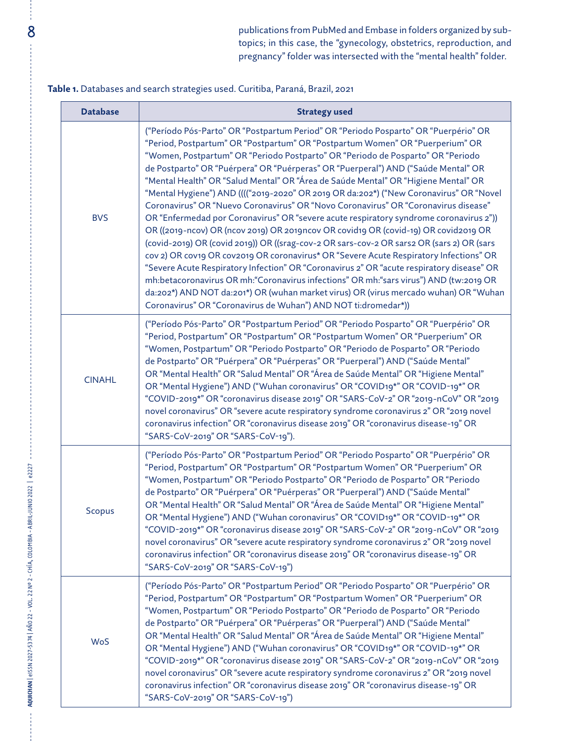publications from PubMed and Embase in folders organized by subtopics; in this case, the "gynecology, obstetrics, reproduction, and pregnancy" folder was intersected with the "mental health" folder.

**Table 1.** Databases and search strategies used. Curitiba, Paraná, Brazil, 2021

| Database | Strategy used |
|---|---|
| BVS | ("Período Pós-Parto" OR "Postpartum Period" OR "Periodo Posparto" OR "Puerpério" OR "Period, Postpartum" OR "Postpartum" OR "Postpartum Women" OR "Puerperium" OR "Women, Postpartum" OR "Periodo Postparto" OR "Periodo de Posparto" OR "Periodo de Postparto" OR "Puérpera" OR "Puérperas" OR "Puerperal") AND ("Saúde Mental" OR "Mental Health" OR "Salud Mental" OR "Área de Saúde Mental" OR "Higiene Mental" OR "Mental Hygiene") AND (((("2019-2020" OR 2019 OR da:202*) ("New Coronavirus" OR "Novel Coronavirus" OR "Nuevo Coronavirus" OR "Novo Coronavirus" OR "Coronavirus disease" OR "Enfermedad por Coronavirus" OR "severe acute respiratory syndrome coronavirus 2")) OR ((2019-ncov) OR (ncov 2019) OR 2019ncov OR covid19 OR (covid-19) OR covid2019 OR (covid-2019) OR (covid 2019)) OR ((srag-cov-2 OR sars-cov-2 OR sars2 OR (sars 2) OR (sars cov 2) OR cov19 OR cov2019 OR coronavirus* OR "Severe Acute Respiratory Infections" OR "Severe Acute Respiratory Infection" OR "Coronavirus 2" OR "acute respiratory disease" OR mh:betacoronavirus OR mh:"Coronavirus infections" OR mh:"sars virus") AND (tw:2019 OR da:202*) AND NOT da:201*) OR (wuhan market virus) OR (virus mercado wuhan) OR "Wuhan Coronavirus" OR "Coronavirus de Wuhan") AND NOT ti:dromedar*)) |
| CINAHL | ("Período Pós-Parto" OR "Postpartum Period" OR "Periodo Posparto" OR "Puerpério" OR "Period, Postpartum" OR "Postpartum" OR "Postpartum Women" OR "Puerperium" OR "Women, Postpartum" OR "Periodo Postparto" OR "Periodo de Posparto" OR "Periodo de Postparto" OR "Puérpera" OR "Puérperas" OR "Puerperal") AND ("Saúde Mental" OR "Mental Health" OR "Salud Mental" OR "Área de Saúde Mental" OR "Higiene Mental" OR "Mental Hygiene") AND ("Wuhan coronavirus" OR "COVID19*" OR "COVID-19*" OR "COVID-2019*" OR "coronavirus disease 2019" OR "SARS-CoV-2" OR "2019-nCoV" OR "2019 novel coronavirus" OR "severe acute respiratory syndrome coronavirus 2" OR "2019 novel coronavirus infection" OR "coronavirus disease 2019" OR "coronavirus disease-19" OR "SARS-CoV-2019" OR "SARS-CoV-19"). |
| Scopus | ("Período Pós-Parto" OR "Postpartum Period" OR "Periodo Posparto" OR "Puerpério" OR "Period, Postpartum" OR "Postpartum" OR "Postpartum Women" OR "Puerperium" OR "Women, Postpartum" OR "Periodo Postparto" OR "Periodo de Posparto" OR "Periodo de Postparto" OR "Puérpera" OR "Puérperas" OR "Puerperal") AND ("Saúde Mental" OR "Mental Health" OR "Salud Mental" OR "Área de Saúde Mental" OR "Higiene Mental" OR "Mental Hygiene") AND ("Wuhan coronavirus" OR "COVID19*" OR "COVID-19*" OR "COVID-2019*" OR "coronavirus disease 2019" OR "SARS-CoV-2" OR "2019-nCoV" OR "2019 novel coronavirus" OR "severe acute respiratory syndrome coronavirus 2" OR "2019 novel coronavirus infection" OR "coronavirus disease 2019" OR "coronavirus disease-19" OR "SARS-CoV-2019" OR "SARS-CoV-19") |
| WoS | ("Período Pós-Parto" OR "Postpartum Period" OR "Periodo Posparto" OR "Puerpério" OR "Period, Postpartum" OR "Postpartum" OR "Postpartum Women" OR "Puerperium" OR "Women, Postpartum" OR "Periodo Postparto" OR "Periodo de Posparto" OR "Periodo de Postparto" OR "Puérpera" OR "Puérperas" OR "Puerperal") AND ("Saúde Mental" OR "Mental Health" OR "Salud Mental" OR "Área de Saúde Mental" OR "Higiene Mental" OR "Mental Hygiene") AND ("Wuhan coronavirus" OR "COVID19*" OR "COVID-19*" OR "COVID-2019*" OR "coronavirus disease 2019" OR "SARS-CoV-2" OR "2019-nCoV" OR "2019 novel coronavirus" OR "severe acute respiratory syndrome coronavirus 2" OR "2019 novel coronavirus infection" OR "coronavirus disease 2019" OR "coronavirus disease-19" OR "SARS-CoV-2019" OR "SARS-CoV-19") |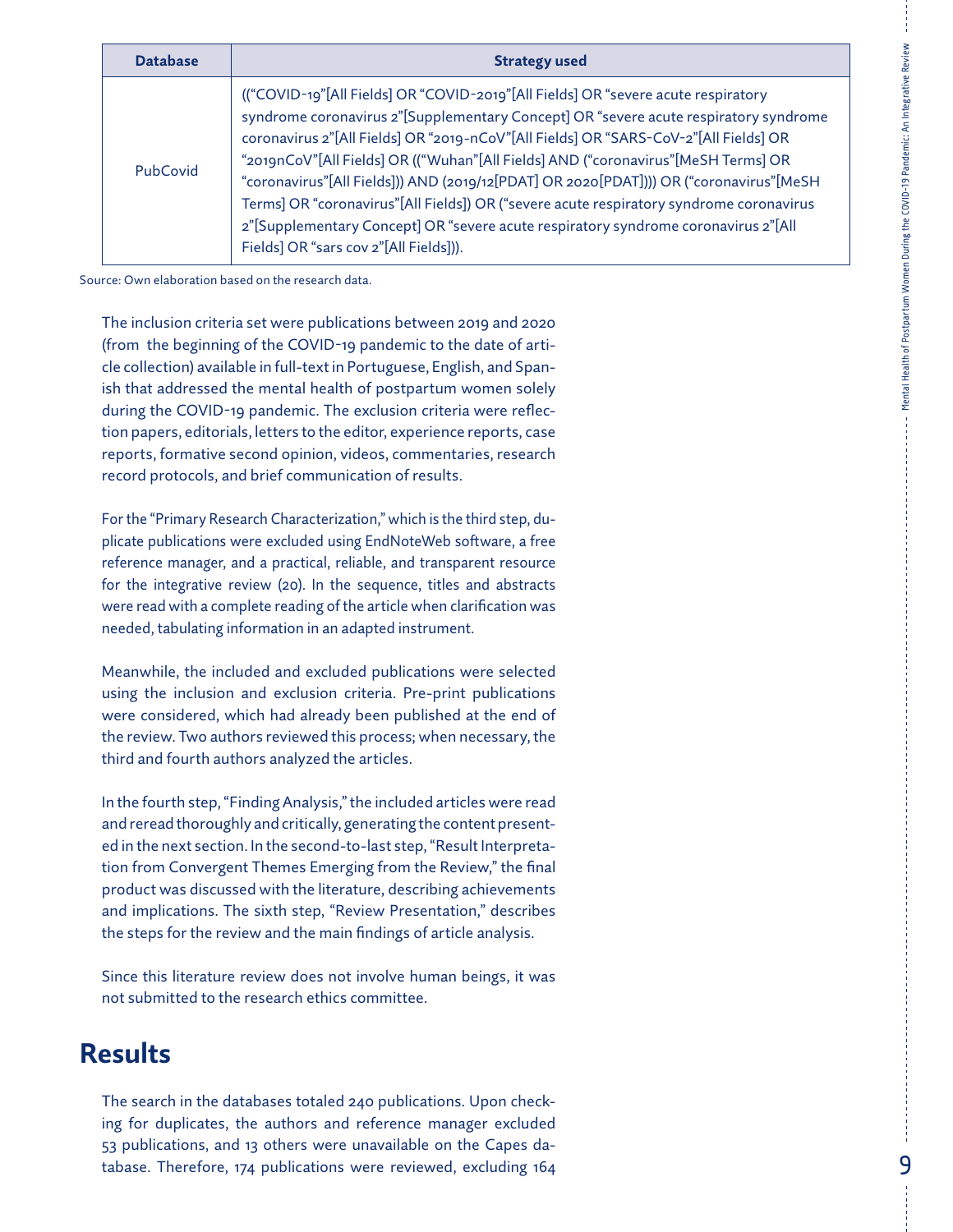| Database | Strategy used |
| --- | --- |
| PubCovid | ((“COVID-19”[All Fields] OR “COVID-2019”[All Fields] OR “severe acute respiratory syndrome coronavirus 2”[Supplementary Concept] OR “severe acute respiratory syndrome coronavirus 2”[All Fields] OR “2019-nCoV”[All Fields] OR “SARS-CoV-2”[All Fields] OR “2019nCoV”[All Fields] OR ((“Wuhan”[All Fields] AND (“coronavirus”[MeSH Terms] OR “coronavirus”[All Fields])) AND (2019/12[PDAT] OR 2020[PDAT]))) OR (“coronavirus”[MeSH Terms] OR “coronavirus”[All Fields]) OR (“severe acute respiratory syndrome coronavirus 2”[Supplementary Concept] OR “severe acute respiratory syndrome coronavirus 2”[All Fields] OR “sars cov 2”[All Fields])). |

Source: Own elaboration based on the research data.

The inclusion criteria set were publications between 2019 and 2020 (from the beginning of the COVID-19 pandemic to the date of article collection) available in full-text in Portuguese, English, and Spanish that addressed the mental health of postpartum women solely during the COVID-19 pandemic. The exclusion criteria were reflection papers, editorials, letters to the editor, experience reports, case reports, formative second opinion, videos, commentaries, research record protocols, and brief communication of results.

For the “Primary Research Characterization,” which is the third step, duplicate publications were excluded using EndNoteWeb software, a free reference manager, and a practical, reliable, and transparent resource for the integrative review (20). In the sequence, titles and abstracts were read with a complete reading of the article when clarification was needed, tabulating information in an adapted instrument.

Meanwhile, the included and excluded publications were selected using the inclusion and exclusion criteria. Pre-print publications were considered, which had already been published at the end of the review. Two authors reviewed this process; when necessary, the third and fourth authors analyzed the articles.

In the fourth step, “Finding Analysis,” the included articles were read and reread thoroughly and critically, generating the content presented in the next section. In the second-to-last step, “Result Interpretation from Convergent Themes Emerging from the Review,” the final product was discussed with the literature, describing achievements and implications. The sixth step, “Review Presentation,” describes the steps for the review and the main findings of article analysis.

Since this literature review does not involve human beings, it was not submitted to the research ethics committee.

## Results

The search in the databases totaled 240 publications. Upon checking for duplicates, the authors and reference manager excluded 53 publications, and 13 others were unavailable on the Capes database. Therefore, 174 publications were reviewed, excluding 164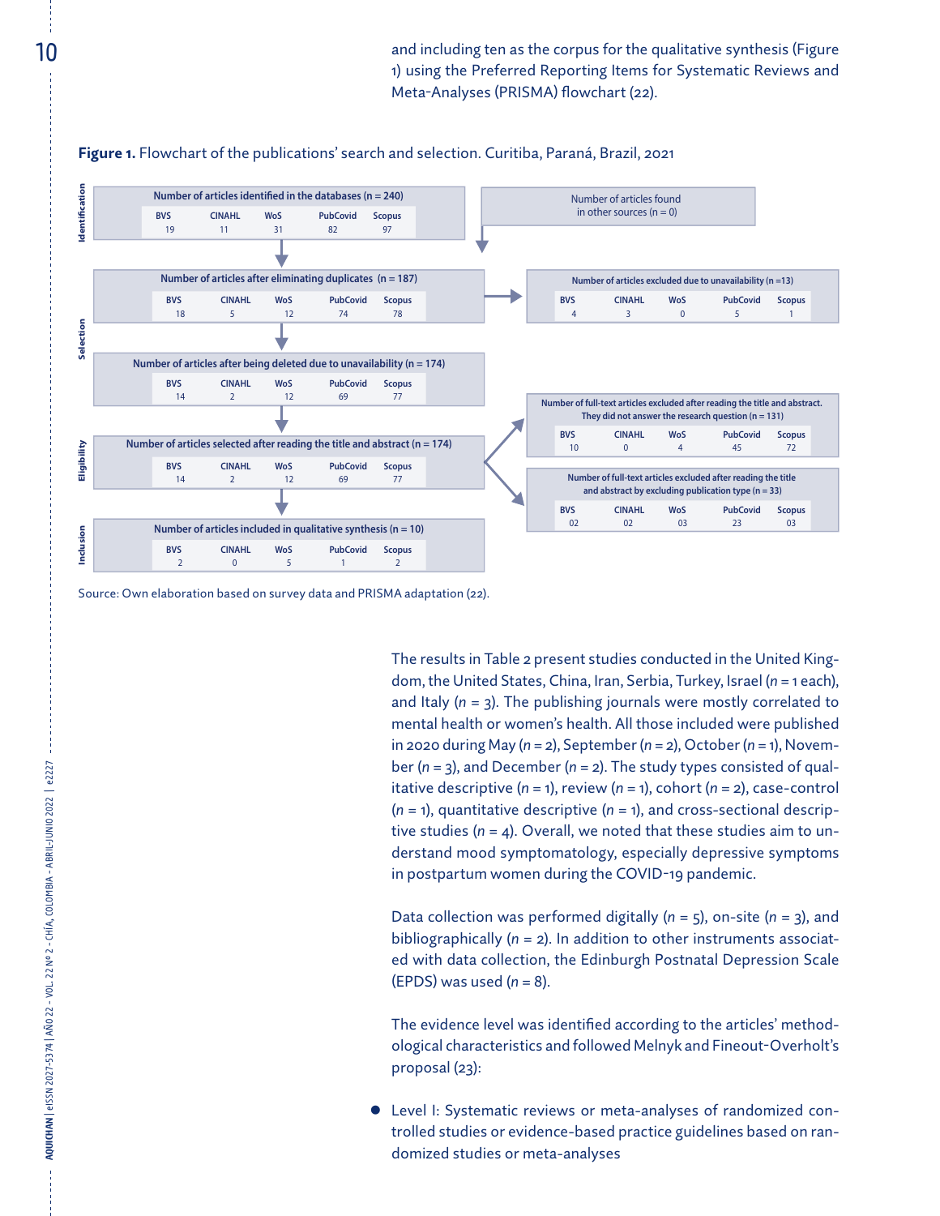and including ten as the corpus for the qualitative synthesis (Figure 1) using the Preferred Reporting Items for Systematic Reviews and Meta-Analyses (PRISMA) flowchart (22).

**Figure 1.** Flowchart of the publications' search and selection. Curitiba, Paraná, Brazil, 2021

**Identification**

Number of articles identified in the databases (n = 240)

| BVS | CINAHL | WoS | PubCovid | Scopus |
|---|---|---|---|---|
| 19 | 11 | 31 | 82 | 97 |

Number of articles found in other sources (n = 0)

**Selection**

Number of articles after eliminating duplicates (n = 187)

| BVS | CINAHL | WoS | PubCovid | Scopus |
|---|---|---|---|---|
| 18 | 5 | 12 | 74 | 78 |

Number of articles excluded due to unavailability (n =13)

| BVS | CINAHL | WoS | PubCovid | Scopus |
|---|---|---|---|---|
| 4 | 3 | 0 | 5 | 1 |

Number of articles after being deleted due to unavailability (n = 174)

| BVS | CINAHL | WoS | PubCovid | Scopus |
|---|---|---|---|---|
| 14 | 2 | 12 | 69 | 77 |

**Eligibility**

Number of articles selected after reading the title and abstract (n = 174)

| BVS | CINAHL | WoS | PubCovid | Scopus |
|---|---|---|---|---|
| 14 | 2 | 12 | 69 | 77 |

Number of full-text articles excluded after reading the title and abstract. They did not answer the research question (n = 131)

| BVS | CINAHL | WoS | PubCovid | Scopus |
|---|---|---|---|---|
| 10 | 0 | 4 | 45 | 72 |

Number of full-text articles excluded after reading the title and abstract by excluding publication type (n = 33)

| BVS | CINAHL | WoS | PubCovid | Scopus |
|---|---|---|---|---|
| 02 | 02 | 03 | 23 | 03 |

**Inclusion**

Number of articles included in qualitative synthesis (n = 10)

| BVS | CINAHL | WoS | PubCovid | Scopus |
|---|---|---|---|---|
| 2 | 0 | 5 | 1 | 2 |

Source: Own elaboration based on survey data and PRISMA adaptation (22).

The results in Table 2 present studies conducted in the United Kingdom, the United States, China, Iran, Serbia, Turkey, Israel (*n* = 1 each), and Italy (*n* = 3). The publishing journals were mostly correlated to mental health or women's health. All those included were published in 2020 during May (*n* = 2), September (*n* = 2), October (*n* = 1), November (*n* = 3), and December (*n* = 2). The study types consisted of qualitative descriptive (*n* = 1), review (*n* = 1), cohort (*n* = 2), case-control (*n* = 1), quantitative descriptive (*n* = 1), and cross-sectional descriptive studies (*n* = 4). Overall, we noted that these studies aim to understand mood symptomatology, especially depressive symptoms in postpartum women during the COVID-19 pandemic.

Data collection was performed digitally (*n* = 5), on-site (*n* = 3), and bibliographically (*n* = 2). In addition to other instruments associated with data collection, the Edinburgh Postnatal Depression Scale (EPDS) was used (*n* = 8).

The evidence level was identified according to the articles' methodological characteristics and followed Melnyk and Fineout-Overholt's proposal (23):

- Level I: Systematic reviews or meta-analyses of randomized controlled studies or evidence-based practice guidelines based on randomized studies or meta-analyses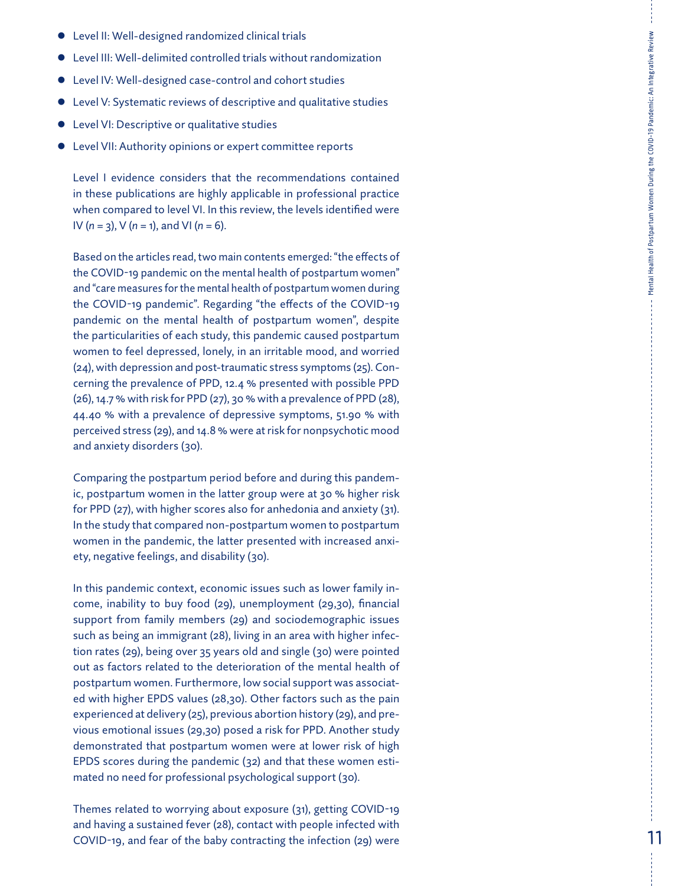- Level II: Well-designed randomized clinical trials
- Level III: Well-delimited controlled trials without randomization
- Level IV: Well-designed case-control and cohort studies
- Level V: Systematic reviews of descriptive and qualitative studies
- Level VI: Descriptive or qualitative studies
- Level VII: Authority opinions or expert committee reports

Level I evidence considers that the recommendations contained in these publications are highly applicable in professional practice when compared to level VI. In this review, the levels identified were IV (*n* = 3), V (*n* = 1), and VI (*n* = 6).

Based on the articles read, two main contents emerged: "the effects of the COVID-19 pandemic on the mental health of postpartum women" and "care measures for the mental health of postpartum women during the COVID-19 pandemic". Regarding "the effects of the COVID-19 pandemic on the mental health of postpartum women", despite the particularities of each study, this pandemic caused postpartum women to feel depressed, lonely, in an irritable mood, and worried (24), with depression and post-traumatic stress symptoms (25). Concerning the prevalence of PPD, 12.4 % presented with possible PPD (26), 14.7 % with risk for PPD (27), 30 % with a prevalence of PPD (28), 44.40 % with a prevalence of depressive symptoms, 51.90 % with perceived stress (29), and 14.8 % were at risk for nonpsychotic mood and anxiety disorders (30).

Comparing the postpartum period before and during this pandemic, postpartum women in the latter group were at 30 % higher risk for PPD (27), with higher scores also for anhedonia and anxiety (31). In the study that compared non-postpartum women to postpartum women in the pandemic, the latter presented with increased anxiety, negative feelings, and disability (30).

In this pandemic context, economic issues such as lower family income, inability to buy food (29), unemployment (29,30), financial support from family members (29) and sociodemographic issues such as being an immigrant (28), living in an area with higher infection rates (29), being over 35 years old and single (30) were pointed out as factors related to the deterioration of the mental health of postpartum women. Furthermore, low social support was associated with higher EPDS values (28,30). Other factors such as the pain experienced at delivery (25), previous abortion history (29), and previous emotional issues (29,30) posed a risk for PPD. Another study demonstrated that postpartum women were at lower risk of high EPDS scores during the pandemic (32) and that these women estimated no need for professional psychological support (30).

Themes related to worrying about exposure (31), getting COVID-19 and having a sustained fever (28), contact with people infected with COVID-19, and fear of the baby contracting the infection (29) were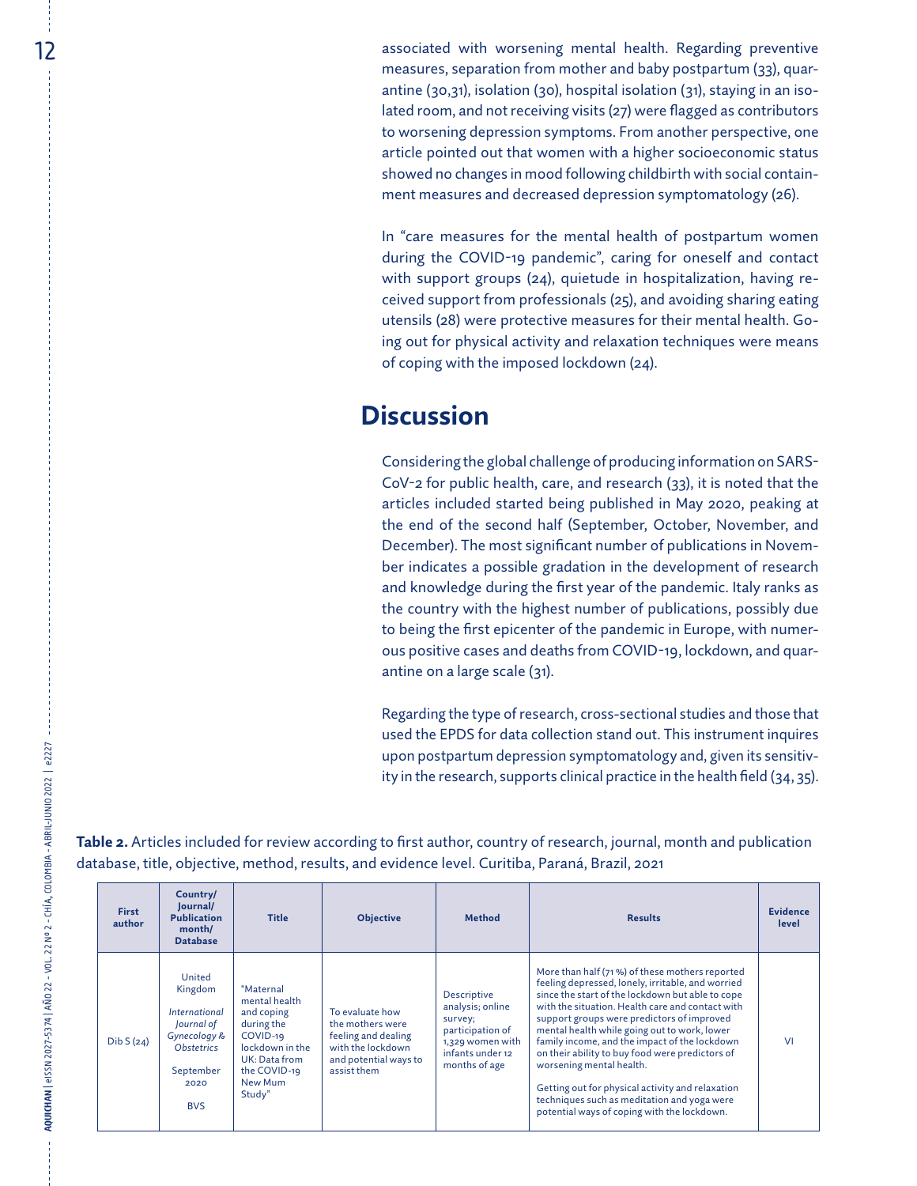associated with worsening mental health. Regarding preventive measures, separation from mother and baby postpartum (33), quarantine (30,31), isolation (30), hospital isolation (31), staying in an isolated room, and not receiving visits (27) were flagged as contributors to worsening depression symptoms. From another perspective, one article pointed out that women with a higher socioeconomic status showed no changes in mood following childbirth with social containment measures and decreased depression symptomatology (26).

In "care measures for the mental health of postpartum women during the COVID-19 pandemic", caring for oneself and contact with support groups (24), quietude in hospitalization, having received support from professionals (25), and avoiding sharing eating utensils (28) were protective measures for their mental health. Going out for physical activity and relaxation techniques were means of coping with the imposed lockdown (24).

## Discussion

Considering the global challenge of producing information on SARS-CoV-2 for public health, care, and research (33), it is noted that the articles included started being published in May 2020, peaking at the end of the second half (September, October, November, and December). The most significant number of publications in November indicates a possible gradation in the development of research and knowledge during the first year of the pandemic. Italy ranks as the country with the highest number of publications, possibly due to being the first epicenter of the pandemic in Europe, with numerous positive cases and deaths from COVID-19, lockdown, and quarantine on a large scale (31).

Regarding the type of research, cross-sectional studies and those that used the EPDS for data collection stand out. This instrument inquires upon postpartum depression symptomatology and, given its sensitivity in the research, supports clinical practice in the health field (34, 35).

**Table 2.** Articles included for review according to first author, country of research, journal, month and publication database, title, objective, method, results, and evidence level. Curitiba, Paraná, Brazil, 2021

| First author | Country/ Journal/ Publication month/ Database | Title | Objective | Method | Results | Evidence level |
|---|---|---|---|---|---|---|
| Dib S (24) | United Kingdom *International Journal of Gynecology & Obstetrics* September 2020 BVS | "Maternal mental health and coping during the COVID-19 lockdown in the UK: Data from the COVID-19 New Mum Study" | To evaluate how the mothers were feeling and dealing with the lockdown and potential ways to assist them | Descriptive analysis; online survey; participation of 1,329 women with infants under 12 months of age | More than half (71 %) of these mothers reported feeling depressed, lonely, irritable, and worried since the start of the lockdown but able to cope with the situation. Health care and contact with support groups were predictors of improved mental health while going out to work, lower family income, and the impact of the lockdown on their ability to buy food were predictors of worsening mental health. Getting out for physical activity and relaxation techniques such as meditation and yoga were potential ways of coping with the lockdown. | VI |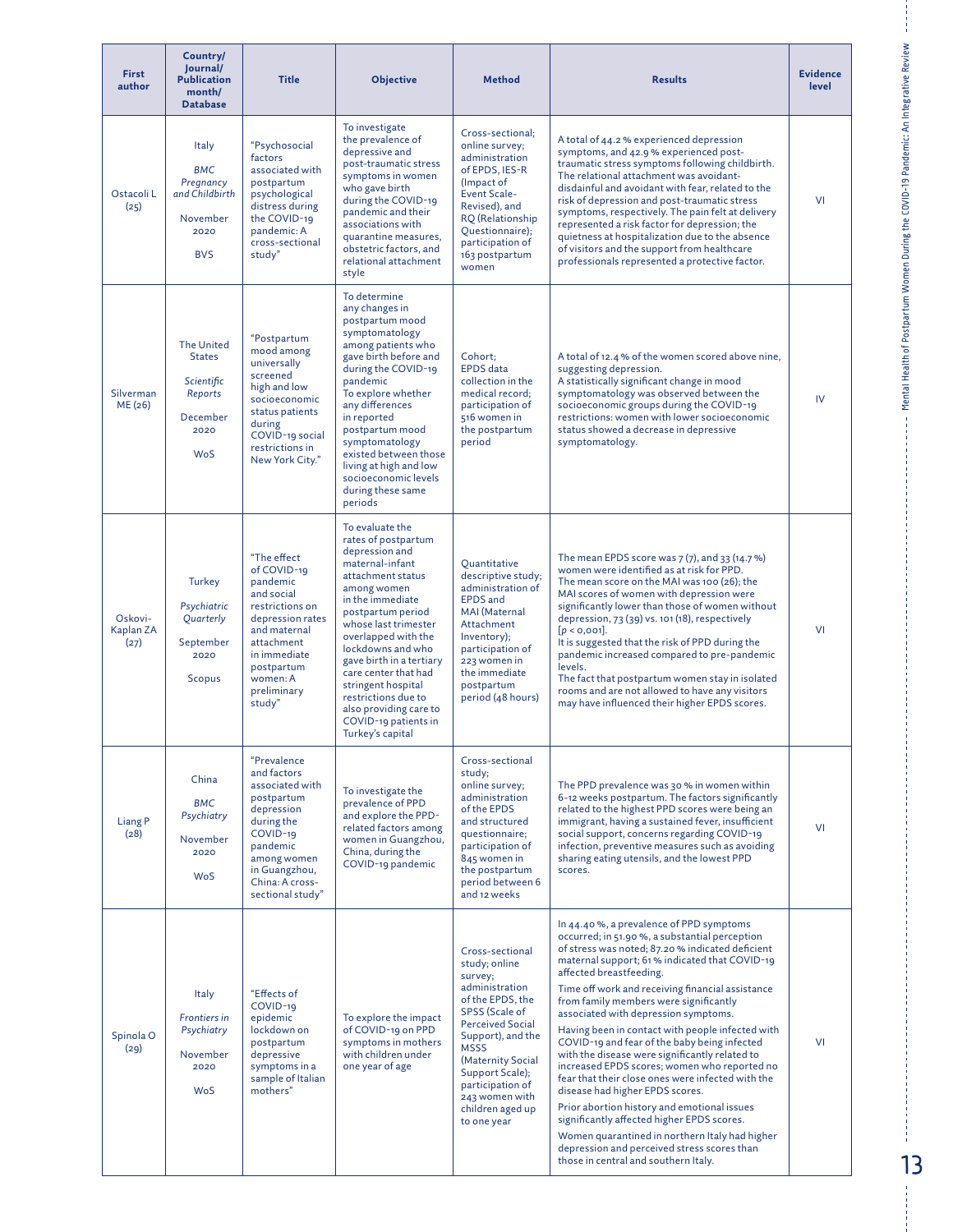| First author | Country/ Journal/ Publication month/ Database | Title | Objective | Method | Results | Evidence level |
|---|---|---|---|---|---|---|
| Ostacoli L (25) | Italy<br>*BMC Pregnancy and Childbirth*<br>November 2020<br>BVS | "Psychosocial factors associated with postpartum psychological distress during the COVID-19 pandemic: A cross-sectional study" | To investigate the prevalence of depressive and post-traumatic stress symptoms in women who gave birth during the COVID-19 pandemic and their associations with quarantine measures, obstetric factors, and relational attachment style | Cross-sectional; online survey; administration of EPDS, IES-R (Impact of Event Scale-Revised), and RQ (Relationship Questionnaire); participation of 163 postpartum women | A total of 44.2 % experienced depression symptoms, and 42.9 % experienced post-traumatic stress symptoms following childbirth. The relational attachment was avoidant-disdainful and avoidant with fear, related to the risk of depression and post-traumatic stress symptoms, respectively. The pain felt at delivery represented a risk factor for depression; the quietness at hospitalization due to the absence of visitors and the support from healthcare professionals represented a protective factor. | VI |
| Silverman ME (26) | The United States<br>*Scientific Reports*<br>December 2020<br>WoS | "Postpartum mood among universally screened high and low socioeconomic status patients during COVID-19 social restrictions in New York City." | To determine any changes in postpartum mood symptomatology among patients who gave birth before and during the COVID-19 pandemic<br>To explore whether any differences in reported postpartum mood symptomatology existed between those living at high and low socioeconomic levels during these same periods | Cohort; EPDS data collection in the medical record; participation of 516 women in the postpartum period | A total of 12.4 % of the women scored above nine, suggesting depression.<br>A statistically significant change in mood symptomatology was observed between the socioeconomic groups during the COVID-19 restrictions: women with lower socioeconomic status showed a decrease in depressive symptomatology. | IV |
| Oskovi-Kaplan ZA (27) | Turkey<br>*Psychiatric Quarterly*<br>September 2020<br>Scopus | "The effect of COVID-19 pandemic and social restrictions on depression rates and maternal attachment in immediate postpartum women: A preliminary study" | To evaluate the rates of postpartum depression and maternal-infant attachment status among women in the immediate postpartum period whose last trimester overlapped with the lockdowns and who gave birth in a tertiary care center that had stringent hospital restrictions due to also providing care to COVID-19 patients in Turkey's capital | Quantitative descriptive study; administration of EPDS and MAI (Maternal Attachment Inventory); participation of 223 women in the immediate postpartum period (48 hours) | The mean EPDS score was 7 (7), and 33 (14.7 %) women were identified as at risk for PPD.<br>The mean score on the MAI was 100 (26); the MAI scores of women with depression were significantly lower than those of women without depression, 73 (39) vs. 101 (18), respectively [$p < 0{,}001$].<br>It is suggested that the risk of PPD during the pandemic increased compared to pre-pandemic levels.<br>The fact that postpartum women stay in isolated rooms and are not allowed to have any visitors may have influenced their higher EPDS scores. | VI |
| Liang P (28) | China<br>*BMC Psychiatry*<br>November 2020<br>WoS | "Prevalence and factors associated with postpartum depression during the COVID-19 pandemic among women in Guangzhou, China: A cross-sectional study" | To investigate the prevalence of PPD and explore the PPD-related factors among women in Guangzhou, China, during the COVID-19 pandemic | Cross-sectional study; online survey; administration of the EPDS and structured questionnaire; participation of 845 women in the postpartum period between 6 and 12 weeks | The PPD prevalence was 30 % in women within 6-12 weeks postpartum. The factors significantly related to the highest PPD scores were being an immigrant, having a sustained fever, insufficient social support, concerns regarding COVID-19 infection, preventive measures such as avoiding sharing eating utensils, and the lowest PPD scores. | VI |
| Spinola O (29) | Italy<br>*Frontiers in Psychiatry*<br>November 2020<br>WoS | "Effects of COVID-19 epidemic lockdown on postpartum depressive symptoms in a sample of Italian mothers" | To explore the impact of COVID-19 on PPD symptoms in mothers with children under one year of age | Cross-sectional study; online survey; administration of the EPDS, the SPSS (Scale of Perceived Social Support), and the MSSS (Maternity Social Support Scale); participation of 243 women with children aged up to one year | In 44.40 %, a prevalence of PPD symptoms occurred; in 51.90 %, a substantial perception of stress was noted; 87.20 % indicated deficient maternal support; 61 % indicated that COVID-19 affected breastfeeding.<br>Time off work and receiving financial assistance from family members were significantly associated with depression symptoms.<br>Having been in contact with people infected with COVID-19 and fear of the baby being infected with the disease were significantly related to increased EPDS scores; women who reported no fear that their close ones were infected with the disease had higher EPDS scores.<br>Prior abortion history and emotional issues significantly affected higher EPDS scores.<br>Women quarantined in northern Italy had higher depression and perceived stress scores than those in central and southern Italy. | VI |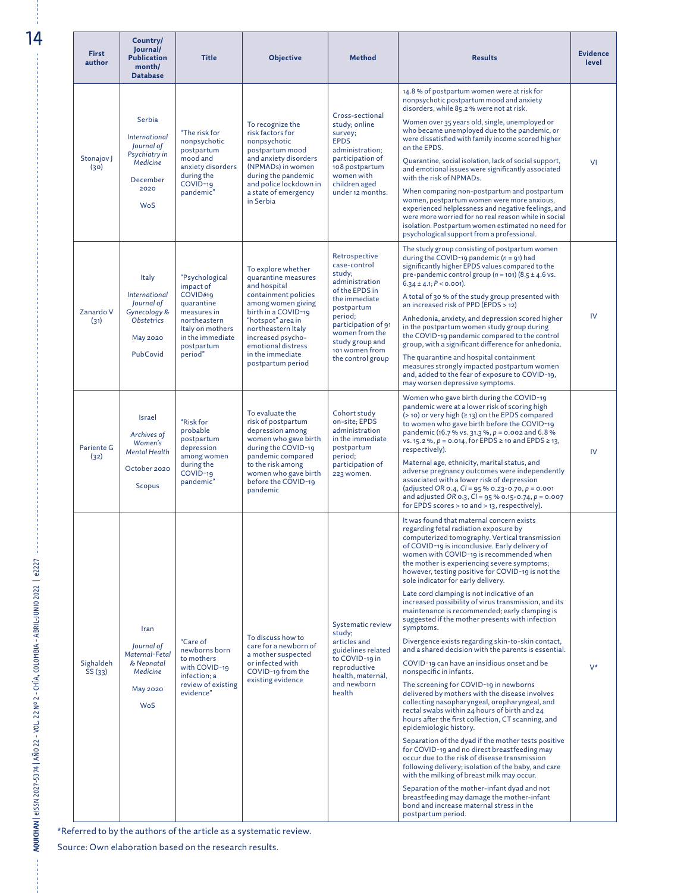| First author | Country/ Journal/ Publication month/ Database | Title | Objective | Method | Results | Evidence level |
|---|---|---|---|---|---|---|
| Stonajov J (30) | Serbia<br>*International Journal of Psychiatry in Medicine*<br>December 2020<br>WoS | "The risk for nonpsychotic postpartum mood and anxiety disorders during the COVID-19 pandemic" | To recognize the risk factors for nonpsychotic postpartum mood and anxiety disorders (NPMADs) in women during the pandemic and police lockdown in a state of emergency in Serbia | Cross-sectional study; online survey; EPDS administration; participation of 108 postpartum women with children aged under 12 months. | 14.8 % of postpartum women were at risk for nonpsychotic postpartum mood and anxiety disorders, while 85.2 % were not at risk.<br>Women over 35 years old, single, unemployed or who became unemployed due to the pandemic, or were dissatisfied with family income scored higher on the EPDS.<br>Quarantine, social isolation, lack of social support, and emotional issues were significantly associated with the risk of NPMADs.<br>When comparing non-postpartum and postpartum women, postpartum women were more anxious, experienced helplessness and negative feelings, and were more worried for no real reason while in social isolation. Postpartum women estimated no need for psychological support from a professional. | VI |
| Zanardo V (31) | Italy<br>*International Journal of Gynecology & Obstetrics*<br>May 2020<br>PubCovid | "Psychological impact of COVID-19 quarantine measures in northeastern Italy on mothers in the immediate postpartum period" | To explore whether quarantine measures and hospital containment policies among women giving birth in a COVID-19 "hotspot" area in northeastern Italy increased psycho-emotional distress in the immediate postpartum period | Retrospective case-control study; administration of the EPDS in the immediate postpartum period; participation of 91 women from the study group and 101 women from the control group | The study group consisting of postpartum women during the COVID-19 pandemic (*n* = 91) had significantly higher EPDS values compared to the pre-pandemic control group (*n* = 101) (8.5 ± 4.6 vs. 6.34 ± 4.1; $P < 0.001$).<br>A total of 30 % of the study group presented with an increased risk of PPD (EPDS > 12)<br>Anhedonia, anxiety, and depression scored higher in the postpartum women study group during the COVID-19 pandemic compared to the control group, with a significant difference for anhedonia.<br>The quarantine and hospital containment measures strongly impacted postpartum women and, added to the fear of exposure to COVID-19, may worsen depressive symptoms. | IV |
| Pariente G (32) | Israel<br>*Archives of Women's Mental Health*<br>October 2020<br>Scopus | "Risk for probable postpartum depression among women during the COVID-19 pandemic" | To evaluate the risk of postpartum depression among women who gave birth during the COVID-19 pandemic compared to the risk among women who gave birth before the COVID-19 pandemic | Cohort study on-site; EPDS administration in the immediate postpartum period; participation of 223 women. | Women who gave birth during the COVID-19 pandemic were at a lower risk of scoring high (> 10) or very high (≥ 13) on the EPDS compared to women who gave birth before the COVID-19 pandemic (16.7 % vs. 31.3 %, $p = 0.002$ and 6.8 % vs. 15.2 %, $p = 0.014$, for EPDS ≥ 10 and EPDS ≥ 13, respectively).<br>Maternal age, ethnicity, marital status, and adverse pregnancy outcomes were independently associated with a lower risk of depression (adjusted *OR* 0.4, *CI* = 95 % 0.23-0.70, $p = 0.001$ and adjusted *OR* 0.3, *CI* = 95 % 0.15-0.74, $p = 0.007$ for EPDS scores > 10 and > 13, respectively). | IV |
| Sighaldeh SS (33) | Iran<br>*Journal of Maternal-Fetal & Neonatal Medicine*<br>May 2020<br>WoS | "Care of newborns born to mothers with COVID-19 infection; a review of existing evidence" | To discuss how to care for a newborn of a mother suspected or infected with COVID-19 from the existing evidence | Systematic review study; articles and guidelines related to COVID-19 in reproductive health, maternal, and newborn health | It was found that maternal concern exists regarding fetal radiation exposure by computerized tomography. Vertical transmission of COVID-19 is inconclusive. Early delivery of women with COVID-19 is recommended when the mother is experiencing severe symptoms; however, testing positive for COVID-19 is not the sole indicator for early delivery.<br>Late cord clamping is not indicative of an increased possibility of virus transmission, and its maintenance is recommended; early clamping is suggested if the mother presents with infection symptoms.<br>Divergence exists regarding skin-to-skin contact, and a shared decision with the parents is essential.<br>COVID-19 can have an insidious onset and be nonspecific in infants.<br>The screening for COVID-19 in newborns delivered by mothers with the disease involves collecting nasopharyngeal, oropharyngeal, and rectal swabs within 24 hours of birth and 24 hours after the first collection, CT scanning, and epidemiologic history.<br>Separation of the dyad if the mother tests positive for COVID-19 and no direct breastfeeding may occur due to the risk of disease transmission following delivery; isolation of the baby, and care with the milking of breast milk may occur.<br>Separation of the mother-infant dyad and not breastfeeding may damage the mother-infant bond and increase maternal stress in the postpartum period. | V* |

*Referred to by the authors of the article as a systematic review.

Source: Own elaboration based on the research results.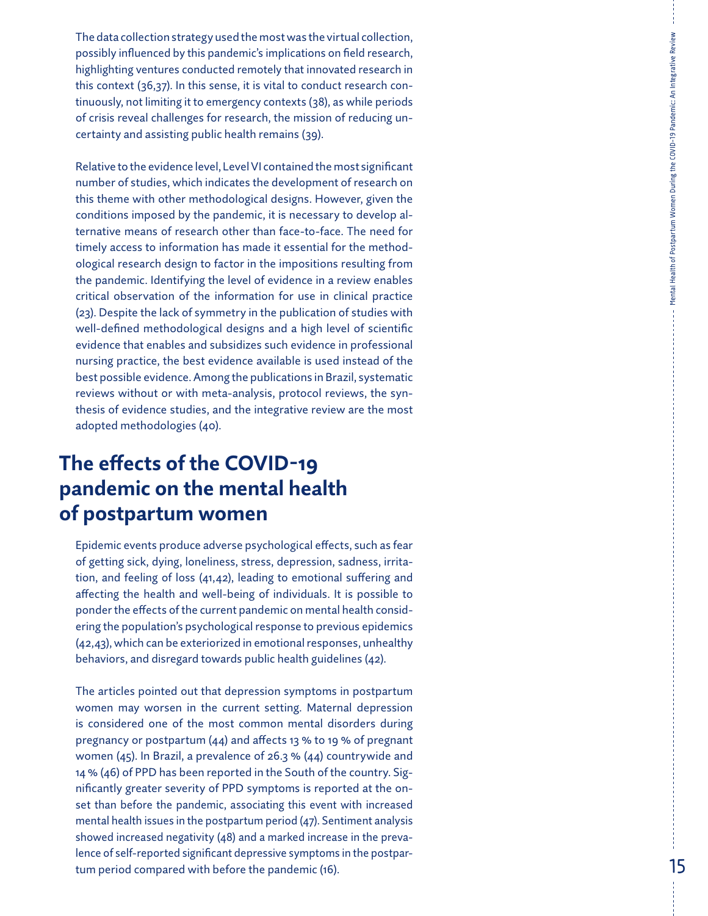The data collection strategy used the most was the virtual collection, possibly influenced by this pandemic's implications on field research, highlighting ventures conducted remotely that innovated research in this context (36,37). In this sense, it is vital to conduct research continuously, not limiting it to emergency contexts (38), as while periods of crisis reveal challenges for research, the mission of reducing uncertainty and assisting public health remains (39).

Relative to the evidence level, Level VI contained the most significant number of studies, which indicates the development of research on this theme with other methodological designs. However, given the conditions imposed by the pandemic, it is necessary to develop alternative means of research other than face-to-face. The need for timely access to information has made it essential for the methodological research design to factor in the impositions resulting from the pandemic. Identifying the level of evidence in a review enables critical observation of the information for use in clinical practice (23). Despite the lack of symmetry in the publication of studies with well-defined methodological designs and a high level of scientific evidence that enables and subsidizes such evidence in professional nursing practice, the best evidence available is used instead of the best possible evidence. Among the publications in Brazil, systematic reviews without or with meta-analysis, protocol reviews, the synthesis of evidence studies, and the integrative review are the most adopted methodologies (40).

## The effects of the COVID-19 pandemic on the mental health of postpartum women

Epidemic events produce adverse psychological effects, such as fear of getting sick, dying, loneliness, stress, depression, sadness, irritation, and feeling of loss (41,42), leading to emotional suffering and affecting the health and well-being of individuals. It is possible to ponder the effects of the current pandemic on mental health considering the population's psychological response to previous epidemics (42,43), which can be exteriorized in emotional responses, unhealthy behaviors, and disregard towards public health guidelines (42).

The articles pointed out that depression symptoms in postpartum women may worsen in the current setting. Maternal depression is considered one of the most common mental disorders during pregnancy or postpartum (44) and affects 13 % to 19 % of pregnant women (45). In Brazil, a prevalence of 26.3 % (44) countrywide and 14 % (46) of PPD has been reported in the South of the country. Significantly greater severity of PPD symptoms is reported at the onset than before the pandemic, associating this event with increased mental health issues in the postpartum period (47). Sentiment analysis showed increased negativity (48) and a marked increase in the prevalence of self-reported significant depressive symptoms in the postpartum period compared with before the pandemic (16).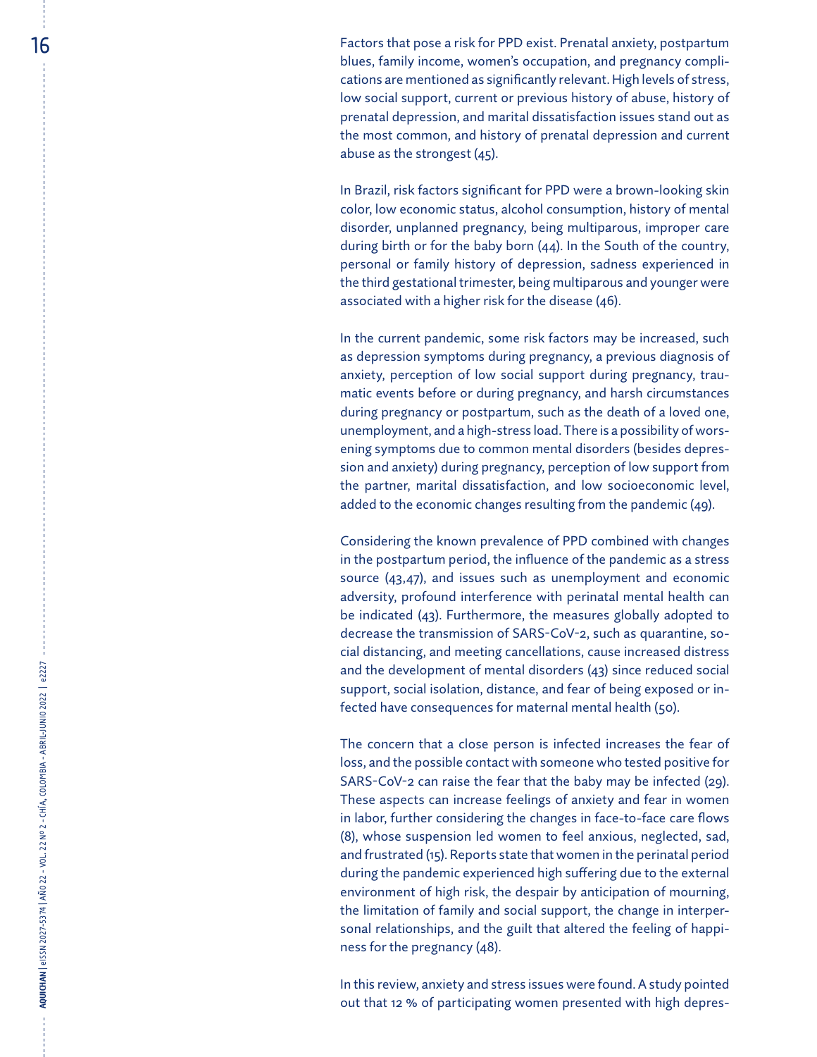Factors that pose a risk for PPD exist. Prenatal anxiety, postpartum blues, family income, women's occupation, and pregnancy complications are mentioned as significantly relevant. High levels of stress, low social support, current or previous history of abuse, history of prenatal depression, and marital dissatisfaction issues stand out as the most common, and history of prenatal depression and current abuse as the strongest (45).

In Brazil, risk factors significant for PPD were a brown-looking skin color, low economic status, alcohol consumption, history of mental disorder, unplanned pregnancy, being multiparous, improper care during birth or for the baby born (44). In the South of the country, personal or family history of depression, sadness experienced in the third gestational trimester, being multiparous and younger were associated with a higher risk for the disease (46).

In the current pandemic, some risk factors may be increased, such as depression symptoms during pregnancy, a previous diagnosis of anxiety, perception of low social support during pregnancy, traumatic events before or during pregnancy, and harsh circumstances during pregnancy or postpartum, such as the death of a loved one, unemployment, and a high-stress load. There is a possibility of worsening symptoms due to common mental disorders (besides depression and anxiety) during pregnancy, perception of low support from the partner, marital dissatisfaction, and low socioeconomic level, added to the economic changes resulting from the pandemic (49).

Considering the known prevalence of PPD combined with changes in the postpartum period, the influence of the pandemic as a stress source (43,47), and issues such as unemployment and economic adversity, profound interference with perinatal mental health can be indicated (43). Furthermore, the measures globally adopted to decrease the transmission of SARS-CoV-2, such as quarantine, social distancing, and meeting cancellations, cause increased distress and the development of mental disorders (43) since reduced social support, social isolation, distance, and fear of being exposed or infected have consequences for maternal mental health (50).

The concern that a close person is infected increases the fear of loss, and the possible contact with someone who tested positive for SARS-CoV-2 can raise the fear that the baby may be infected (29). These aspects can increase feelings of anxiety and fear in women in labor, further considering the changes in face-to-face care flows (8), whose suspension led women to feel anxious, neglected, sad, and frustrated (15). Reports state that women in the perinatal period during the pandemic experienced high suffering due to the external environment of high risk, the despair by anticipation of mourning, the limitation of family and social support, the change in interpersonal relationships, and the guilt that altered the feeling of happiness for the pregnancy (48).

In this review, anxiety and stress issues were found. A study pointed out that 12 % of participating women presented with high depres-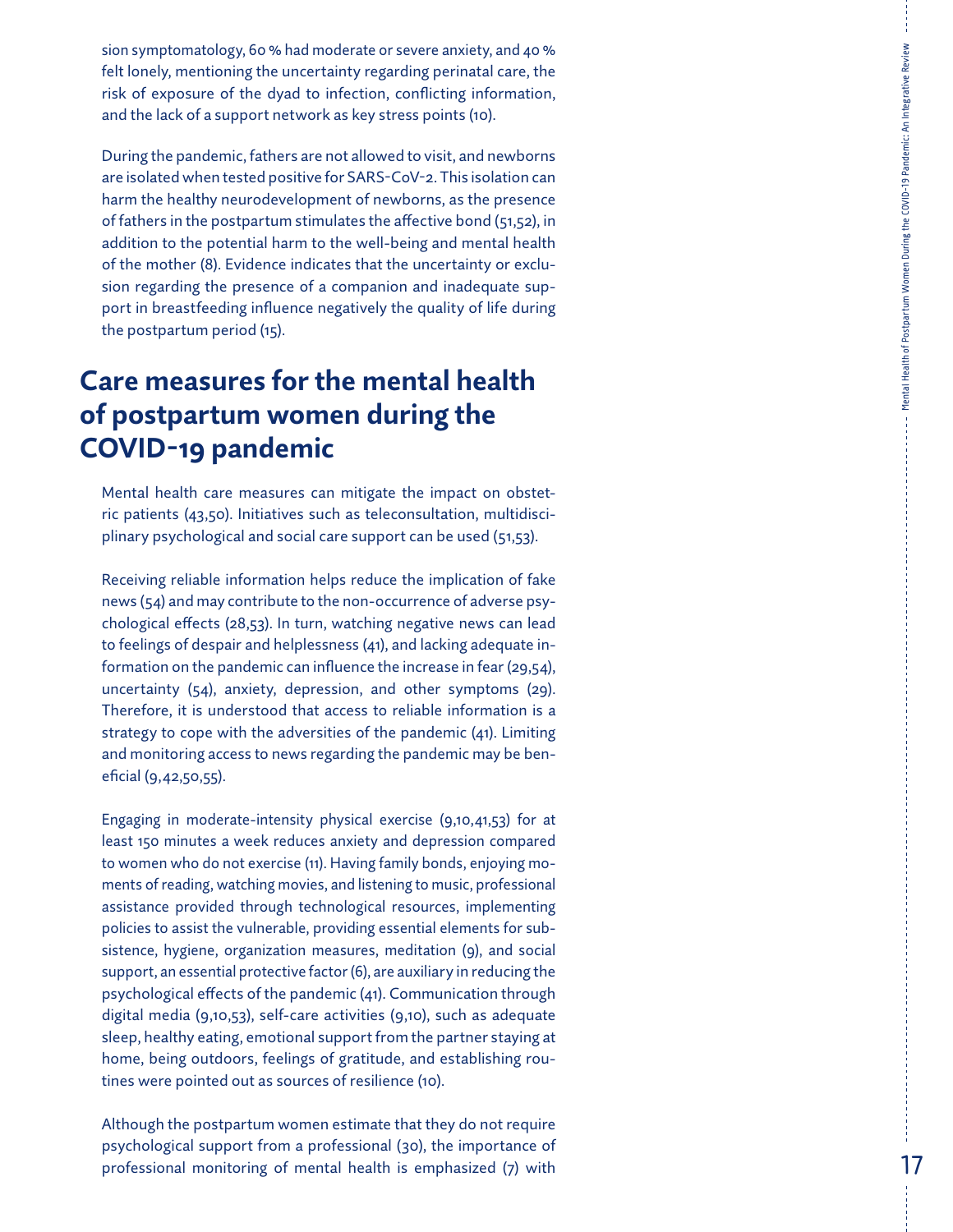sion symptomatology, 60 % had moderate or severe anxiety, and 40 % felt lonely, mentioning the uncertainty regarding perinatal care, the risk of exposure of the dyad to infection, conflicting information, and the lack of a support network as key stress points (10).

During the pandemic, fathers are not allowed to visit, and newborns are isolated when tested positive for SARS-CoV-2. This isolation can harm the healthy neurodevelopment of newborns, as the presence of fathers in the postpartum stimulates the affective bond (51,52), in addition to the potential harm to the well-being and mental health of the mother (8). Evidence indicates that the uncertainty or exclusion regarding the presence of a companion and inadequate support in breastfeeding influence negatively the quality of life during the postpartum period (15).

## Care measures for the mental health of postpartum women during the COVID-19 pandemic

Mental health care measures can mitigate the impact on obstetric patients (43,50). Initiatives such as teleconsultation, multidisciplinary psychological and social care support can be used (51,53).

Receiving reliable information helps reduce the implication of fake news (54) and may contribute to the non-occurrence of adverse psychological effects (28,53). In turn, watching negative news can lead to feelings of despair and helplessness (41), and lacking adequate information on the pandemic can influence the increase in fear (29,54), uncertainty (54), anxiety, depression, and other symptoms (29). Therefore, it is understood that access to reliable information is a strategy to cope with the adversities of the pandemic (41). Limiting and monitoring access to news regarding the pandemic may be beneficial (9,42,50,55).

Engaging in moderate-intensity physical exercise (9,10,41,53) for at least 150 minutes a week reduces anxiety and depression compared to women who do not exercise (11). Having family bonds, enjoying moments of reading, watching movies, and listening to music, professional assistance provided through technological resources, implementing policies to assist the vulnerable, providing essential elements for subsistence, hygiene, organization measures, meditation (9), and social support, an essential protective factor (6), are auxiliary in reducing the psychological effects of the pandemic (41). Communication through digital media (9,10,53), self-care activities (9,10), such as adequate sleep, healthy eating, emotional support from the partner staying at home, being outdoors, feelings of gratitude, and establishing routines were pointed out as sources of resilience (10).

Although the postpartum women estimate that they do not require psychological support from a professional (30), the importance of professional monitoring of mental health is emphasized (7) with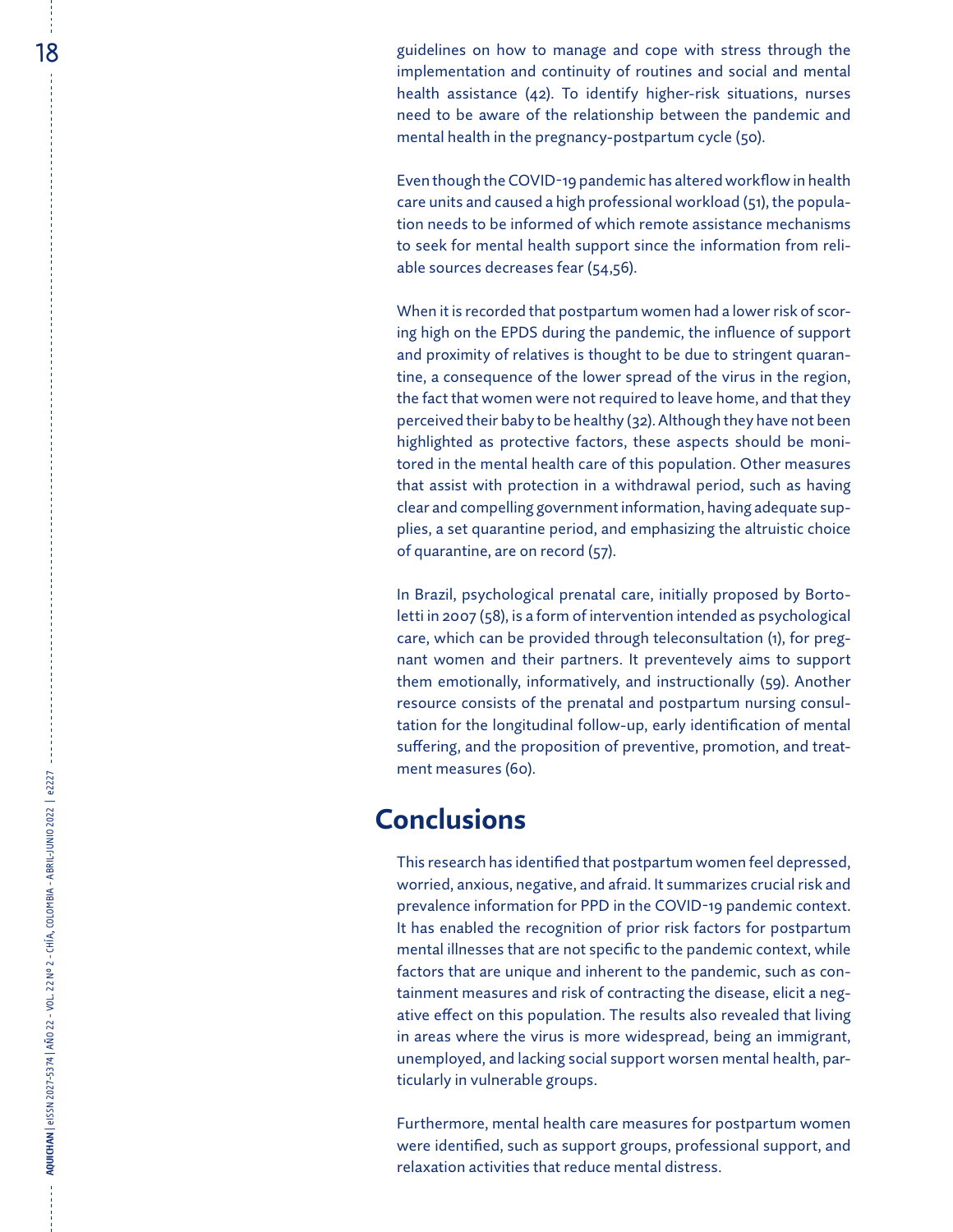guidelines on how to manage and cope with stress through the implementation and continuity of routines and social and mental health assistance (42). To identify higher-risk situations, nurses need to be aware of the relationship between the pandemic and mental health in the pregnancy-postpartum cycle (50).

Even though the COVID-19 pandemic has altered workflow in health care units and caused a high professional workload (51), the population needs to be informed of which remote assistance mechanisms to seek for mental health support since the information from reliable sources decreases fear (54,56).

When it is recorded that postpartum women had a lower risk of scoring high on the EPDS during the pandemic, the influence of support and proximity of relatives is thought to be due to stringent quarantine, a consequence of the lower spread of the virus in the region, the fact that women were not required to leave home, and that they perceived their baby to be healthy (32). Although they have not been highlighted as protective factors, these aspects should be monitored in the mental health care of this population. Other measures that assist with protection in a withdrawal period, such as having clear and compelling government information, having adequate supplies, a set quarantine period, and emphasizing the altruistic choice of quarantine, are on record (57).

In Brazil, psychological prenatal care, initially proposed by Bortoletti in 2007 (58), is a form of intervention intended as psychological care, which can be provided through teleconsultation (1), for pregnant women and their partners. It preventevely aims to support them emotionally, informatively, and instructionally (59). Another resource consists of the prenatal and postpartum nursing consultation for the longitudinal follow-up, early identification of mental suffering, and the proposition of preventive, promotion, and treatment measures (60).

# Conclusions

This research has identified that postpartum women feel depressed, worried, anxious, negative, and afraid. It summarizes crucial risk and prevalence information for PPD in the COVID-19 pandemic context. It has enabled the recognition of prior risk factors for postpartum mental illnesses that are not specific to the pandemic context, while factors that are unique and inherent to the pandemic, such as containment measures and risk of contracting the disease, elicit a negative effect on this population. The results also revealed that living in areas where the virus is more widespread, being an immigrant, unemployed, and lacking social support worsen mental health, particularly in vulnerable groups.

Furthermore, mental health care measures for postpartum women were identified, such as support groups, professional support, and relaxation activities that reduce mental distress.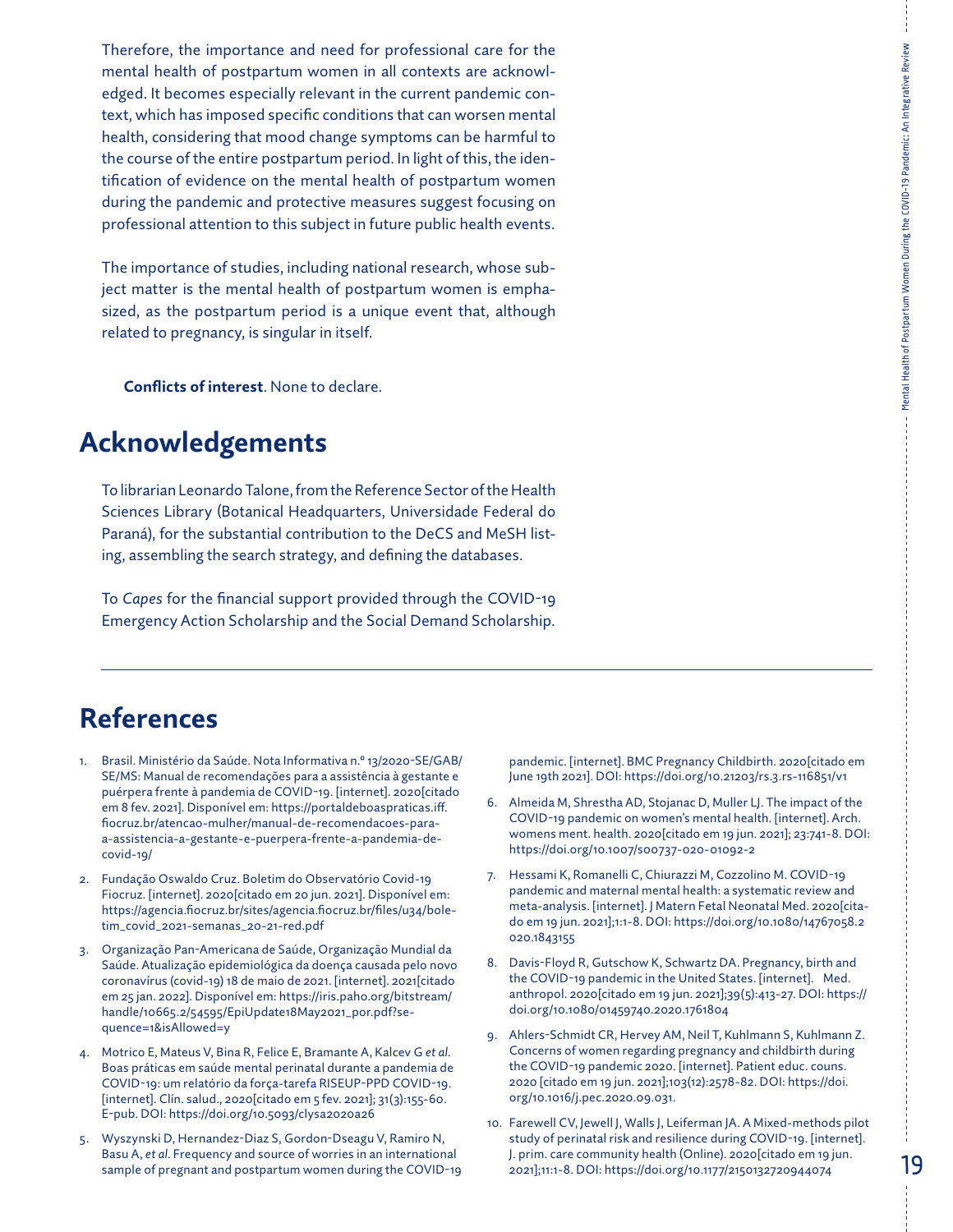Therefore, the importance and need for professional care for the mental health of postpartum women in all contexts are acknowledged. It becomes especially relevant in the current pandemic context, which has imposed specific conditions that can worsen mental health, considering that mood change symptoms can be harmful to the course of the entire postpartum period. In light of this, the identification of evidence on the mental health of postpartum women during the pandemic and protective measures suggest focusing on professional attention to this subject in future public health events.

The importance of studies, including national research, whose subject matter is the mental health of postpartum women is emphasized, as the postpartum period is a unique event that, although related to pregnancy, is singular in itself.

**Conflicts of interest**. None to declare.

## Acknowledgements

To librarian Leonardo Talone, from the Reference Sector of the Health Sciences Library (Botanical Headquarters, Universidade Federal do Paraná), for the substantial contribution to the DeCS and MeSH listing, assembling the search strategy, and defining the databases.

To *Capes* for the financial support provided through the COVID-19 Emergency Action Scholarship and the Social Demand Scholarship.

## References

1. Brasil. Ministério da Saúde. Nota Informativa n.º 13/2020-SE/GAB/SE/MS: Manual de recomendações para a assistência à gestante e puérpera frente à pandemia de COVID-19. [internet]. 2020[citado em 8 fev. 2021]. Disponível em: https://portaldeboaspraticas.iff.fiocruz.br/atencao-mulher/manual-de-recomendacoes-para-a-assistencia-a-gestante-e-puerpera-frente-a-pandemia-de-covid-19/
2. Fundação Oswaldo Cruz. Boletim do Observatório Covid-19 Fiocruz. [internet]. 2020[citado em 20 jun. 2021]. Disponível em: https://agencia.fiocruz.br/sites/agencia.fiocruz.br/files/u34/boletim_covid_2021-semanas_20-21-red.pdf
3. Organização Pan-Americana de Saúde, Organização Mundial da Saúde. Atualização epidemiológica da doença causada pelo novo coronavírus (covid-19) 18 de maio de 2021. [internet]. 2021[citado em 25 jan. 2022]. Disponível em: https://iris.paho.org/bitstream/handle/10665.2/54595/EpiUpdate18May2021_por.pdf?sequence=1&isAllowed=y
4. Motrico E, Mateus V, Bina R, Felice E, Bramante A, Kalcev G *et al*. Boas práticas em saúde mental perinatal durante a pandemia de COVID-19: um relatório da força-tarefa RISEUP-PPD COVID-19. [internet]. Clín. salud., 2020[citado em 5 fev. 2021]; 31(3):155-60. E-pub. DOI: https://doi.org/10.5093/clysa2020a26
5. Wyszynski D, Hernandez-Diaz S, Gordon-Dseagu V, Ramiro N, Basu A, *et al*. Frequency and source of worries in an international sample of pregnant and postpartum women during the COVID-19 pandemic. [internet]. BMC Pregnancy Childbirth. 2020[citado em June 19th 2021]. DOI: https://doi.org/10.21203/rs.3.rs-116851/v1
6. Almeida M, Shrestha AD, Stojanac D, Muller LJ. The impact of the COVID-19 pandemic on women's mental health. [internet]. Arch. womens ment. health. 2020[citado em 19 jun. 2021]; 23:741-8. DOI: https://doi.org/10.1007/s00737-020-01092-2
7. Hessami K, Romanelli C, Chiurazzi M, Cozzolino M. COVID-19 pandemic and maternal mental health: a systematic review and meta-analysis. [internet]. J Matern Fetal Neonatal Med. 2020[citado em 19 jun. 2021];1:1-8. DOI: https://doi.org/10.1080/14767058.2020.1843155
8. Davis-Floyd R, Gutschow K, Schwartz DA. Pregnancy, birth and the COVID-19 pandemic in the United States. [internet]. Med. anthropol. 2020[citado em 19 jun. 2021];39(5):413-27. DOI: https://doi.org/10.1080/01459740.2020.1761804
9. Ahlers-Schmidt CR, Hervey AM, Neil T, Kuhlmann S, Kuhlmann Z. Concerns of women regarding pregnancy and childbirth during the COVID-19 pandemic 2020. [internet]. Patient educ. couns. 2020 [citado em 19 jun. 2021];103(12):2578-82. DOI: https://doi.org/10.1016/j.pec.2020.09.031.
10. Farewell CV, Jewell J, Walls J, Leiferman JA. A Mixed-methods pilot study of perinatal risk and resilience during COVID-19. [internet]. J. prim. care community health (Online). 2020[citado em 19 jun. 2021];11:1-8. DOI: https://doi.org/10.1177/2150132720944074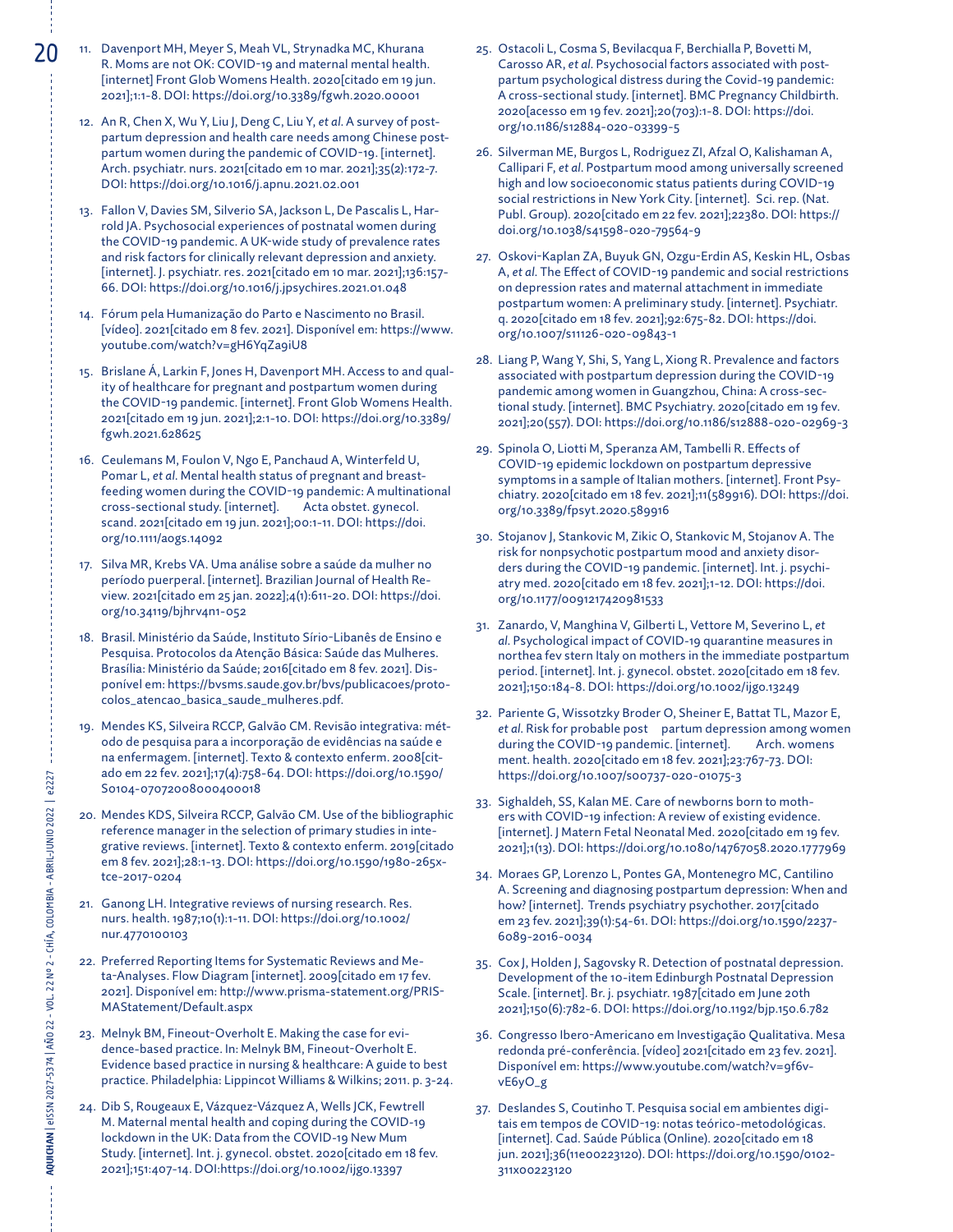11. Davenport MH, Meyer S, Meah VL, Strynadka MC, Khurana R. Moms are not OK: COVID-19 and maternal mental health. [internet] Front Glob Womens Health. 2020[citado em 19 jun. 2021];1:1-8. DOI: https://doi.org/10.3389/fgwh.2020.00001

12. An R, Chen X, Wu Y, Liu J, Deng C, Liu Y, *et al*. A survey of postpartum depression and health care needs among Chinese postpartum women during the pandemic of COVID-19. [internet]. Arch. psychiatr. nurs. 2021[citado em 10 mar. 2021];35(2):172-7. DOI: https://doi.org/10.1016/j.apnu.2021.02.001

13. Fallon V, Davies SM, Silverio SA, Jackson L, De Pascalis L, Harrold JA. Psychosocial experiences of postnatal women during the COVID-19 pandemic. A UK-wide study of prevalence rates and risk factors for clinically relevant depression and anxiety. [internet]. J. psychiatr. res. 2021[citado em 10 mar. 2021];136:157-66. DOI: https://doi.org/10.1016/j.jpsychires.2021.01.048

14. Fórum pela Humanização do Parto e Nascimento no Brasil. [vídeo]. 2021[citado em 8 fev. 2021]. Disponível em: https://www.youtube.com/watch?v=gH6YqZa9iU8

15. Brislane Á, Larkin F, Jones H, Davenport MH. Access to and quality of healthcare for pregnant and postpartum women during the COVID-19 pandemic. [internet]. Front Glob Womens Health. 2021[citado em 19 jun. 2021];2:1-10. DOI: https://doi.org/10.3389/fgwh.2021.628625

16. Ceulemans M, Foulon V, Ngo E, Panchaud A, Winterfeld U, Pomar L, *et al*. Mental health status of pregnant and breastfeeding women during the COVID-19 pandemic: A multinational cross-sectional study. [internet]. Acta obstet. gynecol. scand. 2021[citado em 19 jun. 2021];00:1-11. DOI: https://doi.org/10.1111/aogs.14092

17. Silva MR, Krebs VA. Uma análise sobre a saúde da mulher no período puerperal. [internet]. Brazilian Journal of Health Review. 2021[citado em 25 jan. 2022];4(1):611-20. DOI: https://doi.org/10.34119/bjhrv4n1-052

18. Brasil. Ministério da Saúde, Instituto Sírio-Libanês de Ensino e Pesquisa. Protocolos da Atenção Básica: Saúde das Mulheres. Brasília: Ministério da Saúde; 2016[citado em 8 fev. 2021]. Disponível em: https://bvsms.saude.gov.br/bvs/publicacoes/protocolos_atencao_basica_saude_mulheres.pdf.

19. Mendes KS, Silveira RCCP, Galvão CM. Revisão integrativa: método de pesquisa para a incorporação de evidências na saúde e na enfermagem. [internet]. Texto & contexto enferm. 2008[citado em 22 fev. 2021];17(4):758-64. DOI: https://doi.org/10.1590/S0104-07072008000400018

20. Mendes KDS, Silveira RCCP, Galvão CM. Use of the bibliographic reference manager in the selection of primary studies in integrative reviews. [internet]. Texto & contexto enferm. 2019[citado em 8 fev. 2021];28:1-13. DOI: https://doi.org/10.1590/1980-265x-tce-2017-0204

21. Ganong LH. Integrative reviews of nursing research. Res. nurs. health. 1987;10(1):1-11. DOI: https://doi.org/10.1002/nur.4770100103

22. Preferred Reporting Items for Systematic Reviews and Meta-Analyses. Flow Diagram [internet]. 2009[citado em 17 fev. 2021]. Disponível em: http://www.prisma-statement.org/PRISMAStatement/Default.aspx

23. Melnyk BM, Fineout-Overholt E. Making the case for evidence-based practice. In: Melnyk BM, Fineout-Overholt E. Evidence based practice in nursing & healthcare: A guide to best practice. Philadelphia: Lippincot Williams & Wilkins; 2011. p. 3-24.

24. Dib S, Rougeaux E, Vázquez-Vázquez A, Wells JCK, Fewtrell M. Maternal mental health and coping during the COVID-19 lockdown in the UK: Data from the COVID-19 New Mum Study. [internet]. Int. j. gynecol. obstet. 2020[citado em 18 fev. 2021];151:407-14. DOI:https://doi.org/10.1002/ijgo.13397

25. Ostacoli L, Cosma S, Bevilacqua F, Berchialla P, Bovetti M, Carosso AR, *et al*. Psychosocial factors associated with postpartum psychological distress during the Covid-19 pandemic: A cross-sectional study. [internet]. BMC Pregnancy Childbirth. 2020[acesso em 19 fev. 2021];20(703):1-8. DOI: https://doi.org/10.1186/s12884-020-03399-5

26. Silverman ME, Burgos L, Rodriguez ZI, Afzal O, Kalishaman A, Callipari F, *et al*. Postpartum mood among universally screened high and low socioeconomic status patients during COVID-19 social restrictions in New York City. [internet]. Sci. rep. (Nat. Publ. Group). 2020[citado em 22 fev. 2021];22380. DOI: https://doi.org/10.1038/s41598-020-79564-9

27. Oskovi-Kaplan ZA, Buyuk GN, Ozgu-Erdin AS, Keskin HL, Osbas A, *et al*. The Effect of COVID-19 pandemic and social restrictions on depression rates and maternal attachment in immediate postpartum women: A preliminary study. [internet]. Psychiatr. q. 2020[citado em 18 fev. 2021];92:675-82. DOI: https://doi.org/10.1007/s11126-020-09843-1

28. Liang P, Wang Y, Shi, S, Yang L, Xiong R. Prevalence and factors associated with postpartum depression during the COVID-19 pandemic among women in Guangzhou, China: A cross-sectional study. [internet]. BMC Psychiatry. 2020[citado em 19 fev. 2021];20(557). DOI: https://doi.org/10.1186/s12888-020-02969-3

29. Spinola O, Liotti M, Speranza AM, Tambelli R. Effects of COVID-19 epidemic lockdown on postpartum depressive symptoms in a sample of Italian mothers. [internet]. Front Psychiatry. 2020[citado em 18 fev. 2021];11(589916). DOI: https://doi.org/10.3389/fpsyt.2020.589916

30. Stojanov J, Stankovic M, Zikic O, Stankovic M, Stojanov A. The risk for nonpsychotic postpartum mood and anxiety disorders during the COVID-19 pandemic. [internet]. Int. j. psychiatry med. 2020[citado em 18 fev. 2021];1-12. DOI: https://doi.org/10.1177/0091217420981533

31. Zanardo, V, Manghina V, Gilberti L, Vettore M, Severino L, *et al*. Psychological impact of COVID-19 quarantine measures in northea fev stern Italy on mothers in the immediate postpartum period. [internet]. Int. j. gynecol. obstet. 2020[citado em 18 fev. 2021];150:184-8. DOI: https://doi.org/10.1002/ijgo.13249

32. Pariente G, Wissotzky Broder O, Sheiner E, Battat TL, Mazor E, *et al*. Risk for probable post partum depression among women during the COVID-19 pandemic. [internet]. Arch. womens ment. health. 2020[citado em 18 fev. 2021];23:767-73. DOI: https://doi.org/10.1007/s00737-020-01075-3

33. Sighaldeh, SS, Kalan ME. Care of newborns born to mothers with COVID-19 infection: A review of existing evidence. [internet]. J Matern Fetal Neonatal Med. 2020[citado em 19 fev. 2021];1(13). DOI: https://doi.org/10.1080/14767058.2020.1777969

34. Moraes GP, Lorenzo L, Pontes GA, Montenegro MC, Cantilino A. Screening and diagnosing postpartum depression: When and how? [internet]. Trends psychiatry psychother. 2017[citado em 23 fev. 2021];39(1):54-61. DOI: https://doi.org/10.1590/2237-6089-2016-0034

35. Cox J, Holden J, Sagovsky R. Detection of postnatal depression. Development of the 10-item Edinburgh Postnatal Depression Scale. [internet]. Br. j. psychiatr. 1987[citado em June 20th 2021];150(6):782-6. DOI: https://doi.org/10.1192/bjp.150.6.782

36. Congresso Ibero-Americano em Investigação Qualitativa. Mesa redonda pré-conferência. [vídeo] 2021[citado em 23 fev. 2021]. Disponível em: https://www.youtube.com/watch?v=9f6v-vE6yO_g

37. Deslandes S, Coutinho T. Pesquisa social em ambientes digitais em tempos de COVID-19: notas teórico-metodológicas. [internet]. Cad. Saúde Pública (Online). 2020[citado em 18 jun. 2021];36(11e00223120). DOI: https://doi.org/10.1590/0102-311x00223120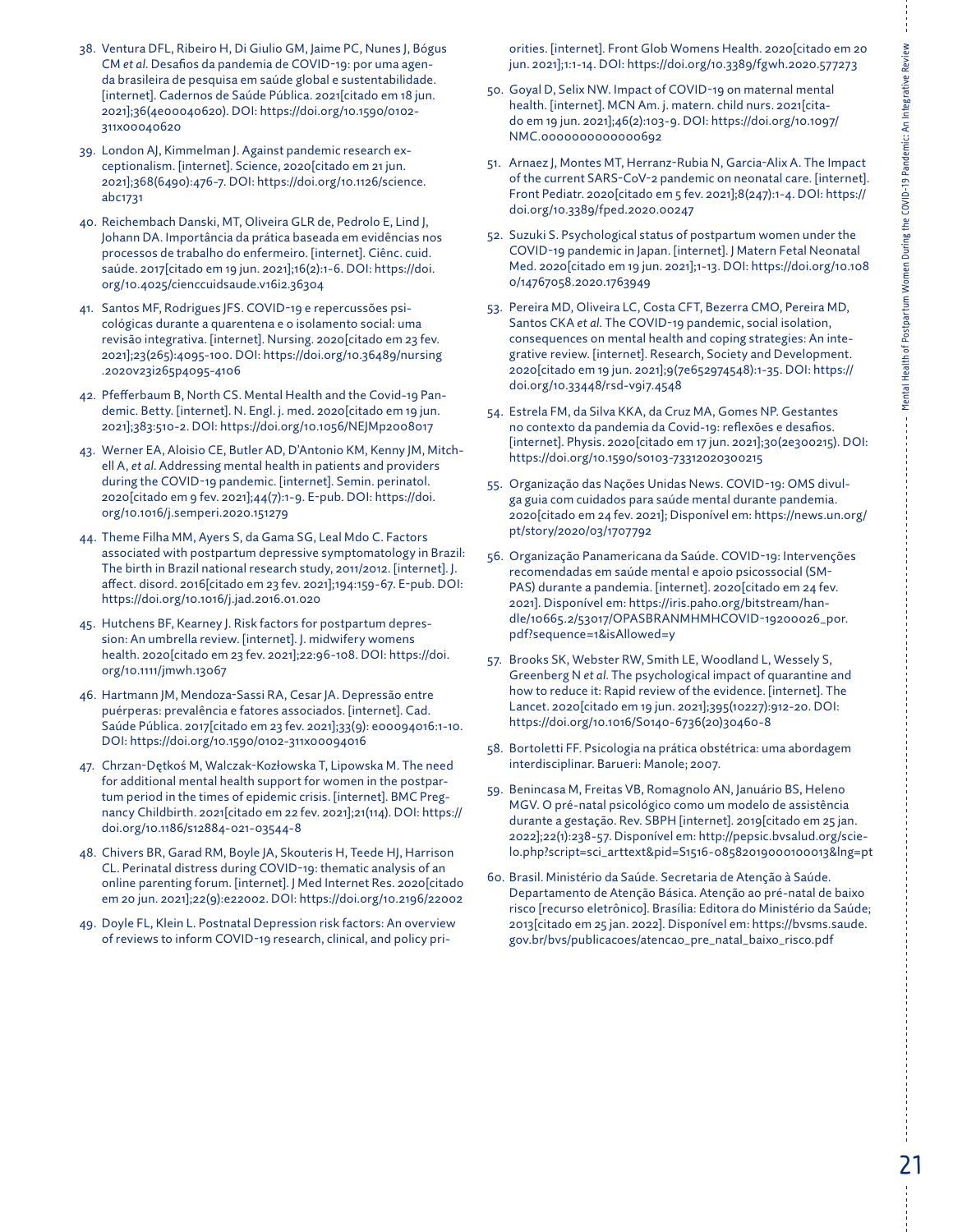38. Ventura DFL, Ribeiro H, Di Giulio GM, Jaime PC, Nunes J, Bógus CM *et al*. Desafios da pandemia de COVID-19: por uma agenda brasileira de pesquisa em saúde global e sustentabilidade. [internet]. Cadernos de Saúde Pública. 2021[citado em 18 jun. 2021];36(4e00040620). DOI: https://doi.org/10.1590/0102-311x00040620

39. London AJ, Kimmelman J. Against pandemic research exceptionalism. [internet]. Science, 2020[citado em 21 jun. 2021];368(6490):476-7. DOI: https://doi.org/10.1126/science.abc1731

40. Reichembach Danski, MT, Oliveira GLR de, Pedrolo E, Lind J, Johann DA. Importância da prática baseada em evidências nos processos de trabalho do enfermeiro. [internet]. Ciênc. cuid. saúde. 2017[citado em 19 jun. 2021];16(2):1-6. DOI: https://doi.org/10.4025/cienccuidsaude.v16i2.36304

41. Santos MF, Rodrigues JFS. COVID-19 e repercussões psicológicas durante a quarentena e o isolamento social: uma revisão integrativa. [internet]. Nursing. 2020[citado em 23 fev. 2021];23(265):4095-100. DOI: https://doi.org/10.36489/nursing.2020v23i265p4095-4106

42. Pfefferbaum B, North CS. Mental Health and the Covid-19 Pandemic. Betty. [internet]. N. Engl. j. med. 2020[citado em 19 jun. 2021];383:510-2. DOI: https://doi.org/10.1056/NEJMp2008017

43. Werner EA, Aloisio CE, Butler AD, D'Antonio KM, Kenny JM, Mitchell A, *et al*. Addressing mental health in patients and providers during the COVID-19 pandemic. [internet]. Semin. perinatol. 2020[citado em 9 fev. 2021];44(7):1-9. E-pub. DOI: https://doi.org/10.1016/j.semperi.2020.151279

44. Theme Filha MM, Ayers S, da Gama SG, Leal Mdo C. Factors associated with postpartum depressive symptomatology in Brazil: The birth in Brazil national research study, 2011/2012. [internet]. J. affect. disord. 2016[citado em 23 fev. 2021];194:159-67. E-pub. DOI: https://doi.org/10.1016/j.jad.2016.01.020

45. Hutchens BF, Kearney J. Risk factors for postpartum depression: An umbrella review. [internet]. J. midwifery womens health. 2020[citado em 23 fev. 2021];22:96-108. DOI: https://doi.org/10.1111/jmwh.13067

46. Hartmann JM, Mendoza-Sassi RA, Cesar JA. Depressão entre puérperas: prevalência e fatores associados. [internet]. Cad. Saúde Pública. 2017[citado em 23 fev. 2021];33(9): e00094016:1-10. DOI: https://doi.org/10.1590/0102-311x00094016

47. Chrzan-Dętkoś M, Walczak-Kozłowska T, Lipowska M. The need for additional mental health support for women in the postpartum period in the times of epidemic crisis. [internet]. BMC Pregnancy Childbirth. 2021[citado em 22 fev. 2021];21(114). DOI: https://doi.org/10.1186/s12884-021-03544-8

48. Chivers BR, Garad RM, Boyle JA, Skouteris H, Teede HJ, Harrison CL. Perinatal distress during COVID-19: thematic analysis of an online parenting forum. [internet]. J Med Internet Res. 2020[citado em 20 jun. 2021];22(9):e22002. DOI: https://doi.org/10.2196/22002

49. Doyle FL, Klein L. Postnatal Depression risk factors: An overview of reviews to inform COVID-19 research, clinical, and policy priorities. [internet]. Front Glob Womens Health. 2020[citado em 20 jun. 2021];1:1-14. DOI: https://doi.org/10.3389/fgwh.2020.577273

50. Goyal D, Selix NW. Impact of COVID-19 on maternal mental health. [internet]. MCN Am. j. matern. child nurs. 2021[citado em 19 jun. 2021];46(2):103-9. DOI: https://doi.org/10.1097/NMC.0000000000000692

51. Arnaez J, Montes MT, Herranz-Rubia N, Garcia-Alix A. The Impact of the current SARS-CoV-2 pandemic on neonatal care. [internet]. Front Pediatr. 2020[citado em 5 fev. 2021];8(247):1-4. DOI: https://doi.org/10.3389/fped.2020.00247

52. Suzuki S. Psychological status of postpartum women under the COVID-19 pandemic in Japan. [internet]. J Matern Fetal Neonatal Med. 2020[citado em 19 jun. 2021];1-13. DOI: https://doi.org/10.1080/14767058.2020.1763949

53. Pereira MD, Oliveira LC, Costa CFT, Bezerra CMO, Pereira MD, Santos CKA *et al*. The COVID-19 pandemic, social isolation, consequences on mental health and coping strategies: An integrative review. [internet]. Research, Society and Development. 2020[citado em 19 jun. 2021];9(7e652974548):1-35. DOI: https://doi.org/10.33448/rsd-v9i7.4548

54. Estrela FM, da Silva KKA, da Cruz MA, Gomes NP. Gestantes no contexto da pandemia da Covid-19: reflexões e desafios. [internet]. Physis. 2020[citado em 17 jun. 2021];30(2e300215). DOI: https://doi.org/10.1590/s0103-73312020300215

55. Organização das Nações Unidas News. COVID-19: OMS divulga guia com cuidados para saúde mental durante pandemia. 2020[citado em 24 fev. 2021]; Disponível em: https://news.un.org/pt/story/2020/03/1707792

56. Organização Panamericana da Saúde. COVID-19: Intervenções recomendadas em saúde mental e apoio psicossocial (SMPAS) durante a pandemia. [internet]. 2020[citado em 24 fev. 2021]. Disponível em: https://iris.paho.org/bitstream/handle/10665.2/53017/OPASBRANMHMHCOVID-19200026_por.pdf?sequence=1&isAllowed=y

57. Brooks SK, Webster RW, Smith LE, Woodland L, Wessely S, Greenberg N *et al*. The psychological impact of quarantine and how to reduce it: Rapid review of the evidence. [internet]. The Lancet. 2020[citado em 19 jun. 2021];395(10227):912-20. DOI: https://doi.org/10.1016/S0140-6736(20)30460-8

58. Bortoletti FF. Psicologia na prática obstétrica: uma abordagem interdisciplinar. Barueri: Manole; 2007.

59. Benincasa M, Freitas VB, Romagnolo AN, Januário BS, Heleno MGV. O pré-natal psicológico como um modelo de assistência durante a gestação. Rev. SBPH [internet]. 2019[citado em 25 jan. 2022];22(1):238-57. Disponível em: http://pepsic.bvsalud.org/scielo.php?script=sci_arttext&pid=S1516-08582019000100013&lng=pt

60. Brasil. Ministério da Saúde. Secretaria de Atenção à Saúde. Departamento de Atenção Básica. Atenção ao pré-natal de baixo risco [recurso eletrônico]. Brasília: Editora do Ministério da Saúde; 2013[citado em 25 jan. 2022]. Disponível em: https://bvsms.saude.gov.br/bvs/publicacoes/atencao_pre_natal_baixo_risco.pdf